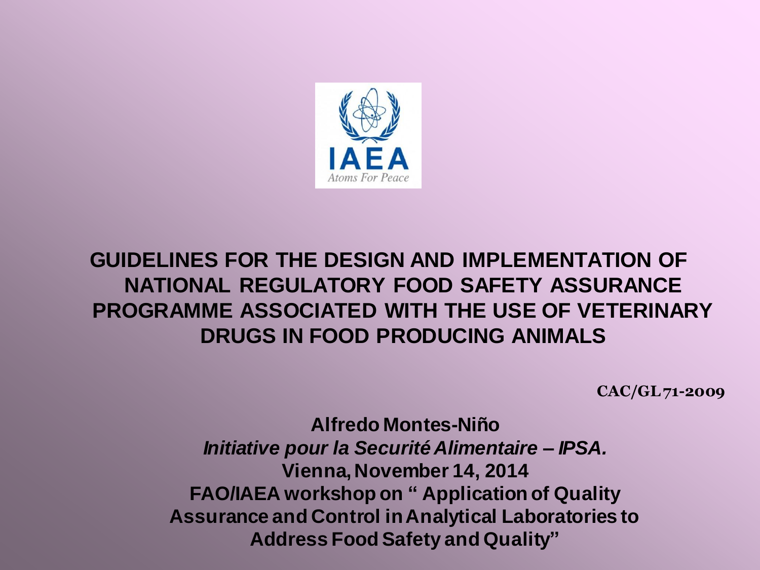IAEA

Atoms For Peace

# GUIDELINES FOR THE DESIGN AND IMPLEMENTATION OF NATIONAL REGULATORY FOOD SAFETY ASSURANCE PROGRAMME ASSOCIATED WITH THE USE OF VETERINARY DRUGS IN FOOD PRODUCING ANIMALS

**CAC/GL 71-2009**

**Alfredo Montes-Niño**

***Initiative pour la Securité Alimentaire – IPSA.***

**Vienna, November 14, 2014**

**FAO/IAEA workshop on " Application of Quality Assurance and Control in Analytical Laboratories to Address Food Safety and Quality"**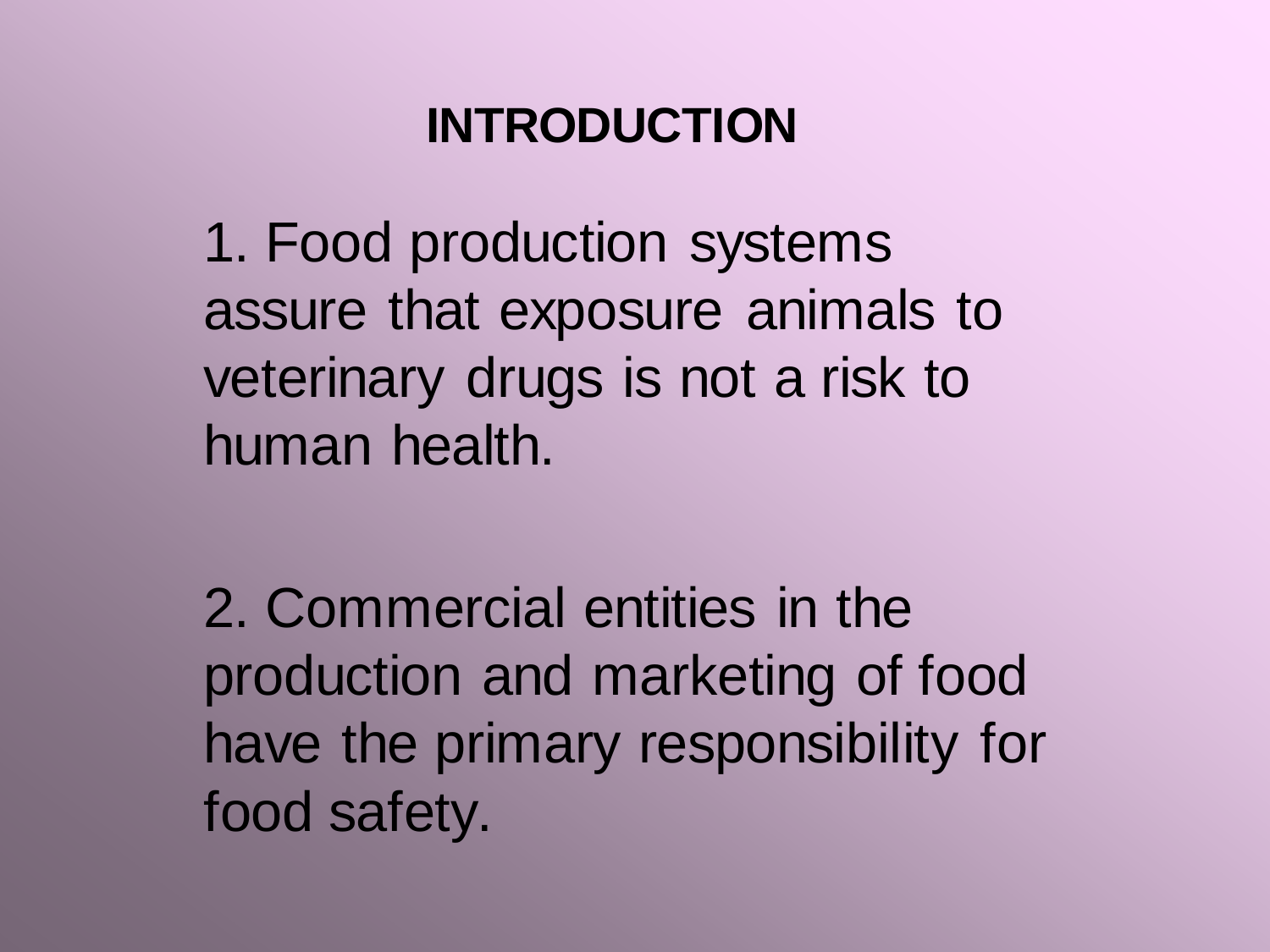# INTRODUCTION

1. Food production systems assure that exposure animals to veterinary drugs is not a risk to human health.

2. Commercial entities in the production and marketing of food have the primary responsibility for food safety.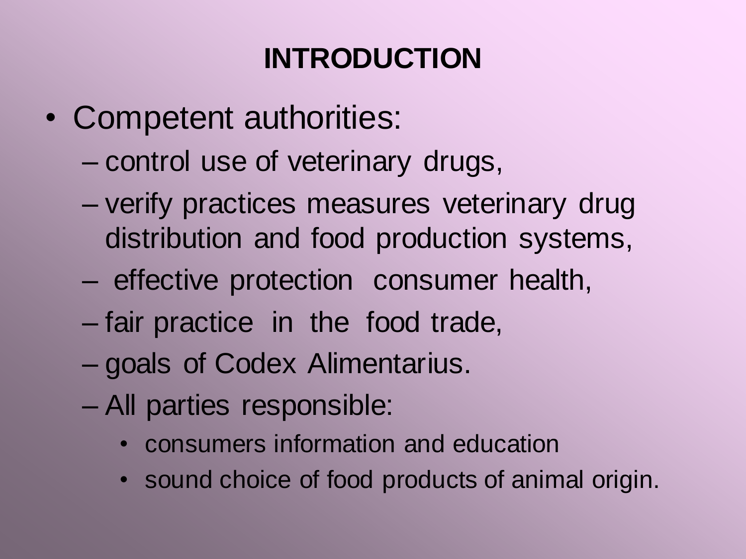# INTRODUCTION

- Competent authorities:
  - control use of veterinary drugs,
  - verify practices measures veterinary drug distribution and food production systems,
  - effective protection consumer health,
  - fair practice in the food trade,
  - goals of Codex Alimentarius.
  - All parties responsible:
    - consumers information and education
    - sound choice of food products of animal origin.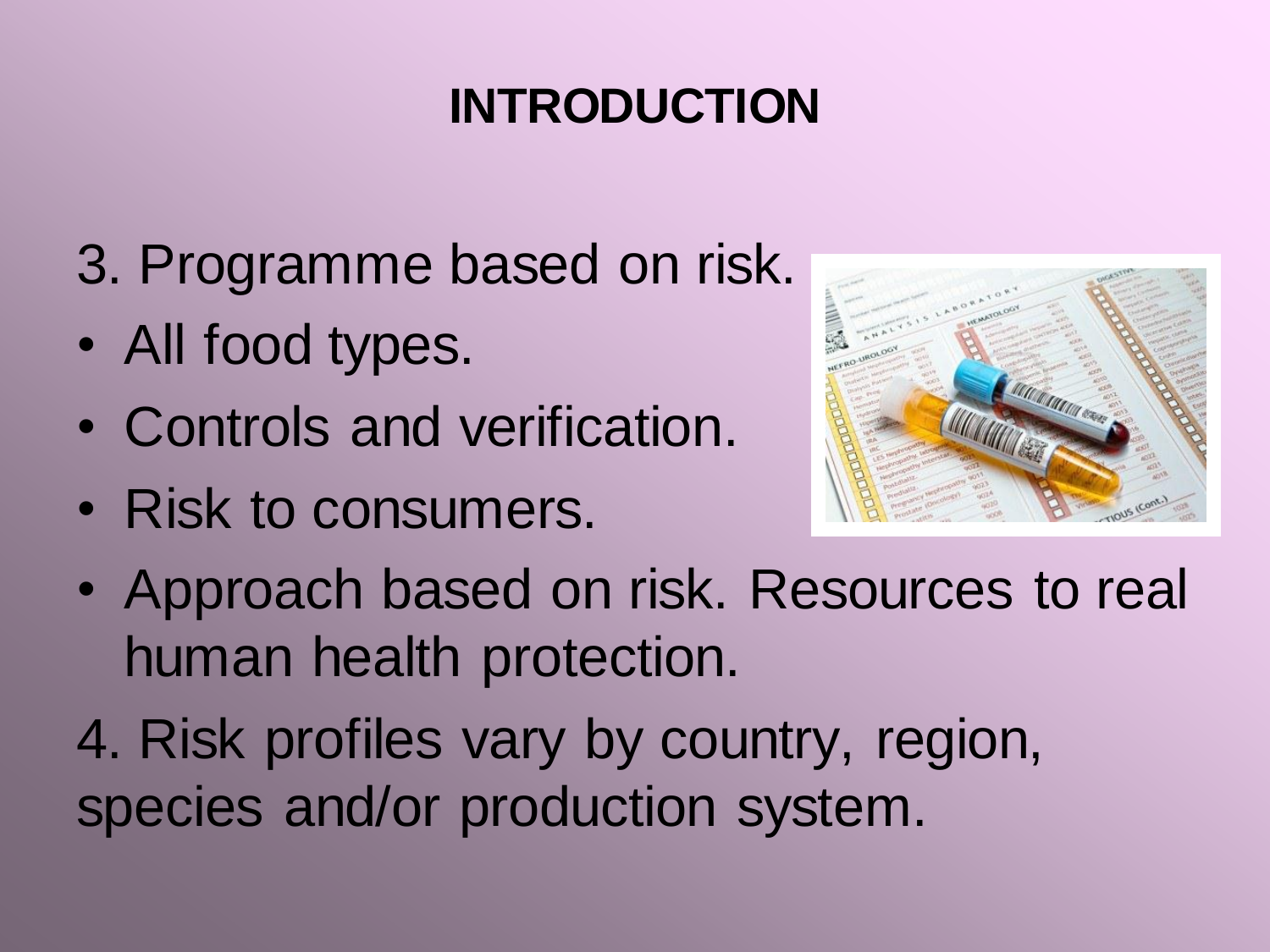# INTRODUCTION

3. Programme based on risk.

- All food types.
- Controls and verification.
- Risk to consumers.
- Approach based on risk. Resources to real human health protection.

4. Risk profiles vary by country, region, species and/or production system.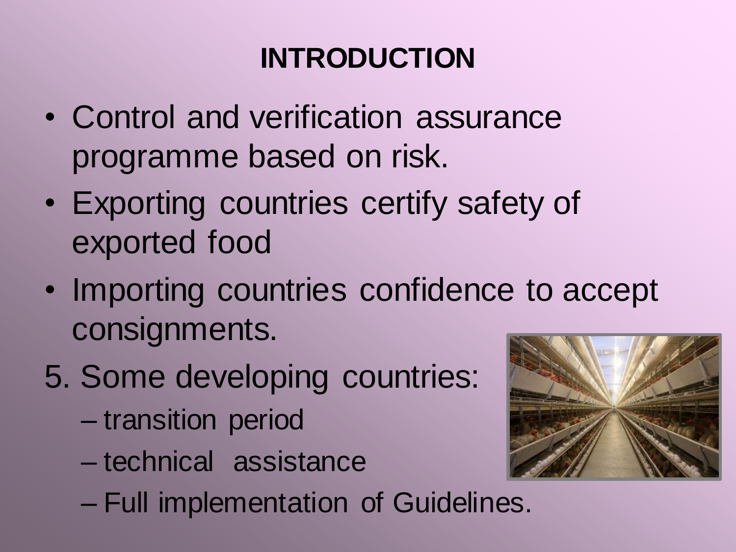# INTRODUCTION

- Control and verification assurance programme based on risk.
- Exporting countries certify safety of exported food
- Importing countries confidence to accept consignments.

5. Some developing countries:
   - transition period
   - technical assistance
   - Full implementation of Guidelines.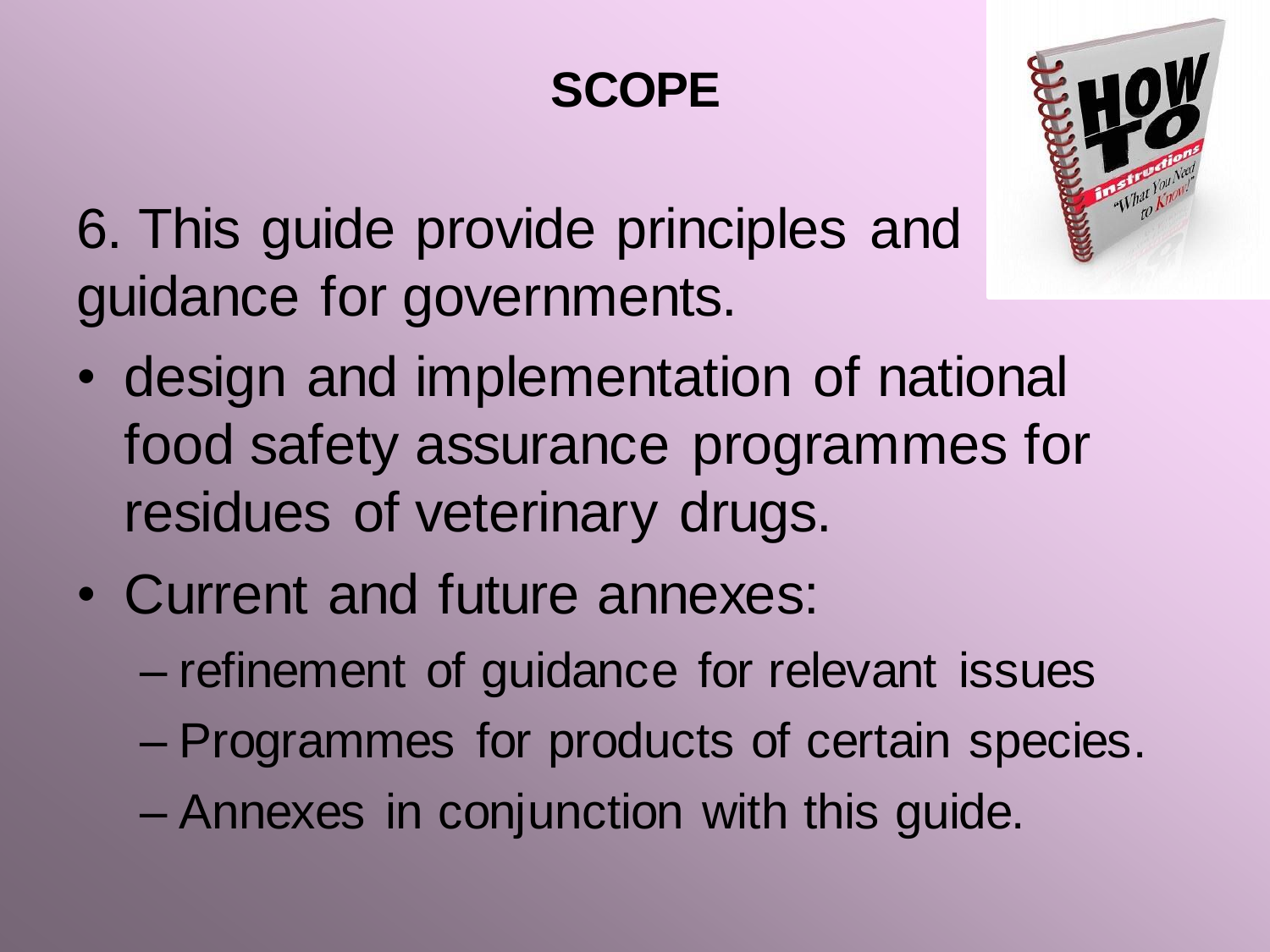# SCOPE

6. This guide provide principles and guidance for governments.

- design and implementation of national food safety assurance programmes for residues of veterinary drugs.
- Current and future annexes:
  - refinement of guidance for relevant issues
  - Programmes for products of certain species.
  - Annexes in conjunction with this guide.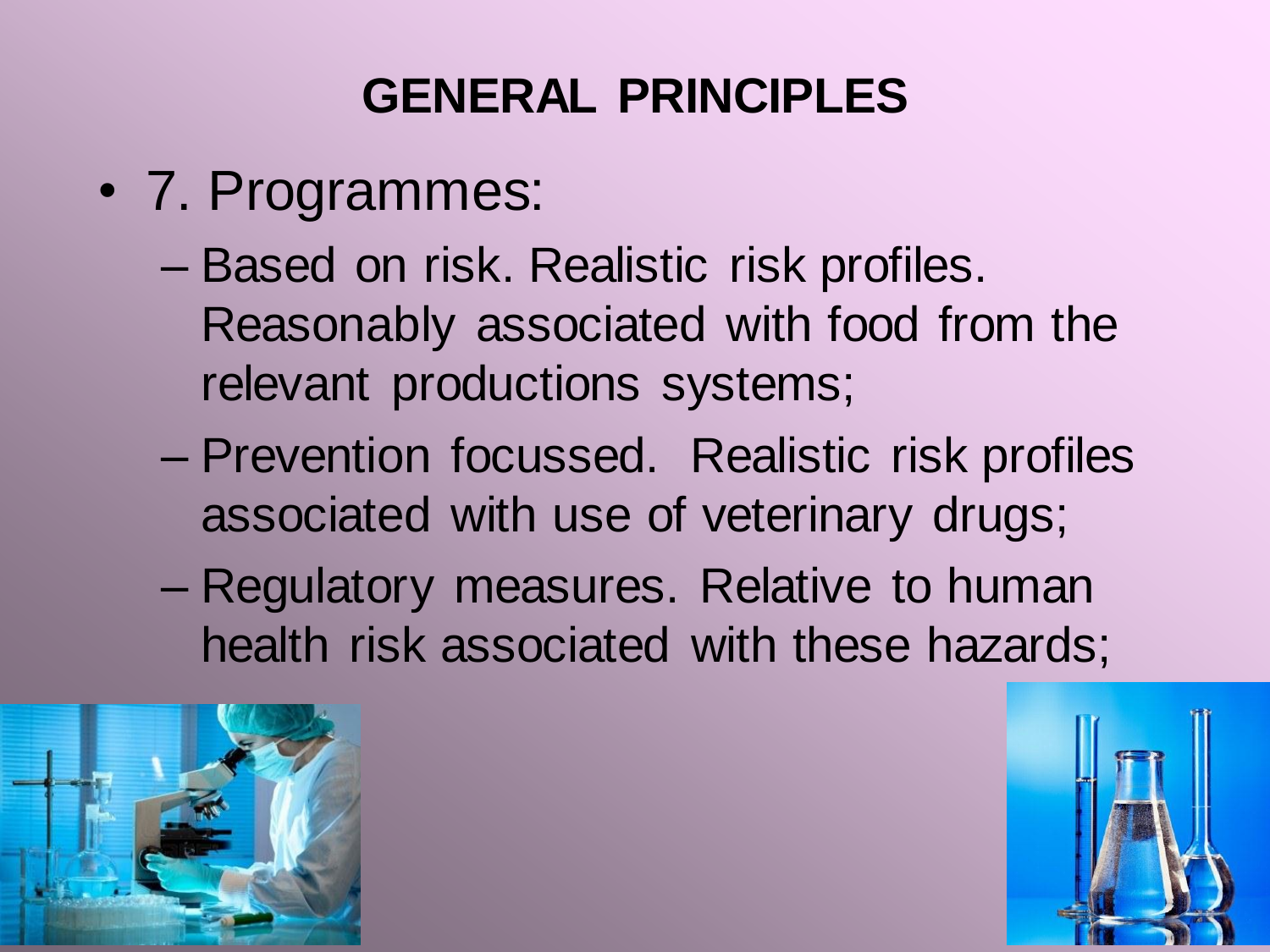# GENERAL PRINCIPLES

- 7. Programmes:
  - Based on risk. Realistic risk profiles. Reasonably associated with food from the relevant productions systems;
  - Prevention focussed. Realistic risk profiles associated with use of veterinary drugs;
  - Regulatory measures. Relative to human health risk associated with these hazards;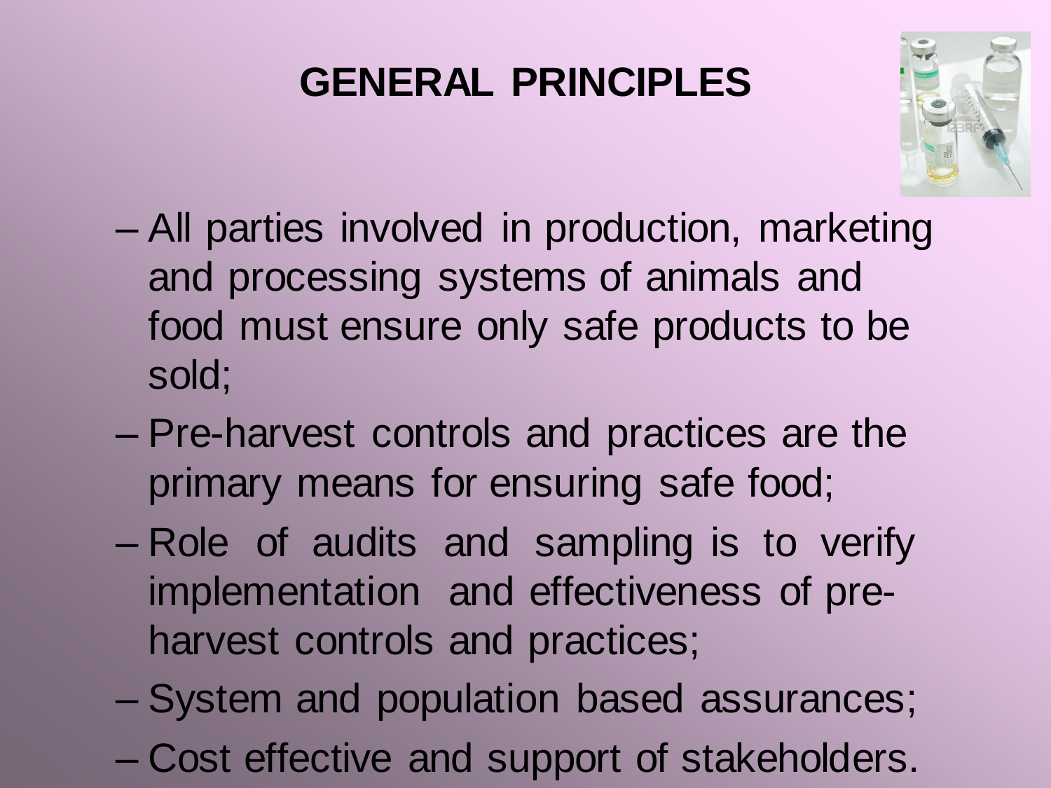# GENERAL PRINCIPLES

- All parties involved in production, marketing and processing systems of animals and food must ensure only safe products to be sold;
- Pre-harvest controls and practices are the primary means for ensuring safe food;
- Role of audits and sampling is to verify implementation and effectiveness of pre-harvest controls and practices;
- System and population based assurances;
- Cost effective and support of stakeholders.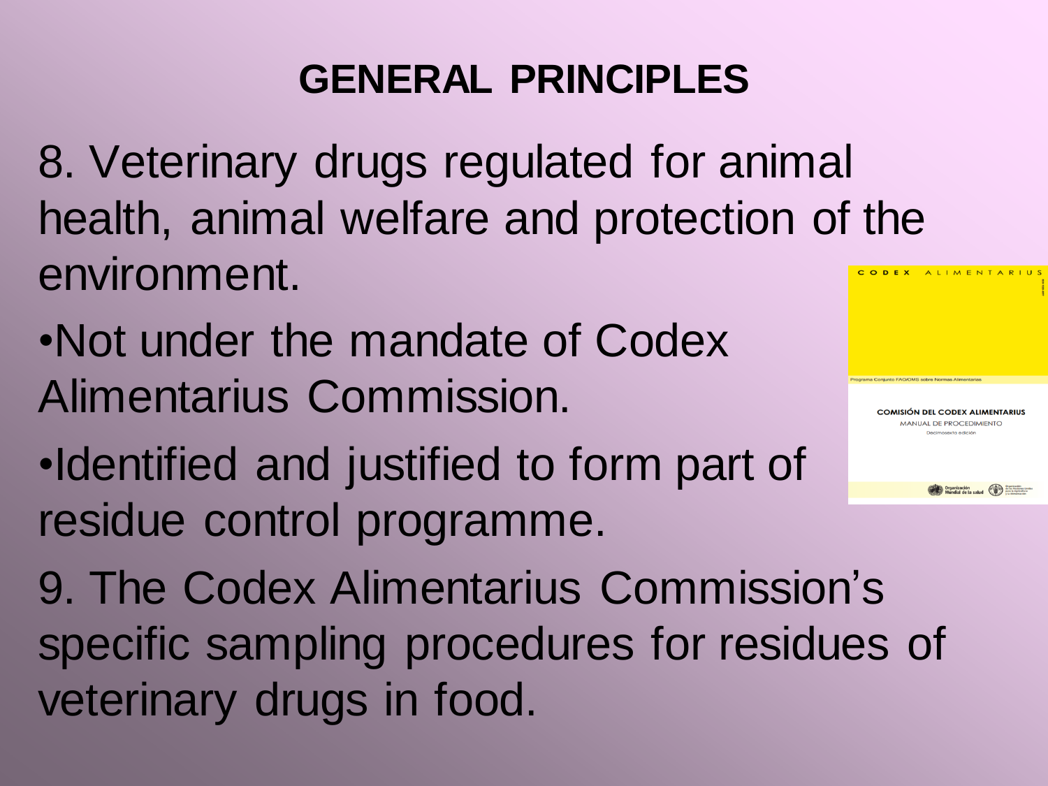# GENERAL PRINCIPLES

8. Veterinary drugs regulated for animal health, animal welfare and protection of the environment.

- Not under the mandate of Codex Alimentarius Commission.
- Identified and justified to form part of residue control programme.

9. The Codex Alimentarius Commission's specific sampling procedures for residues of veterinary drugs in food.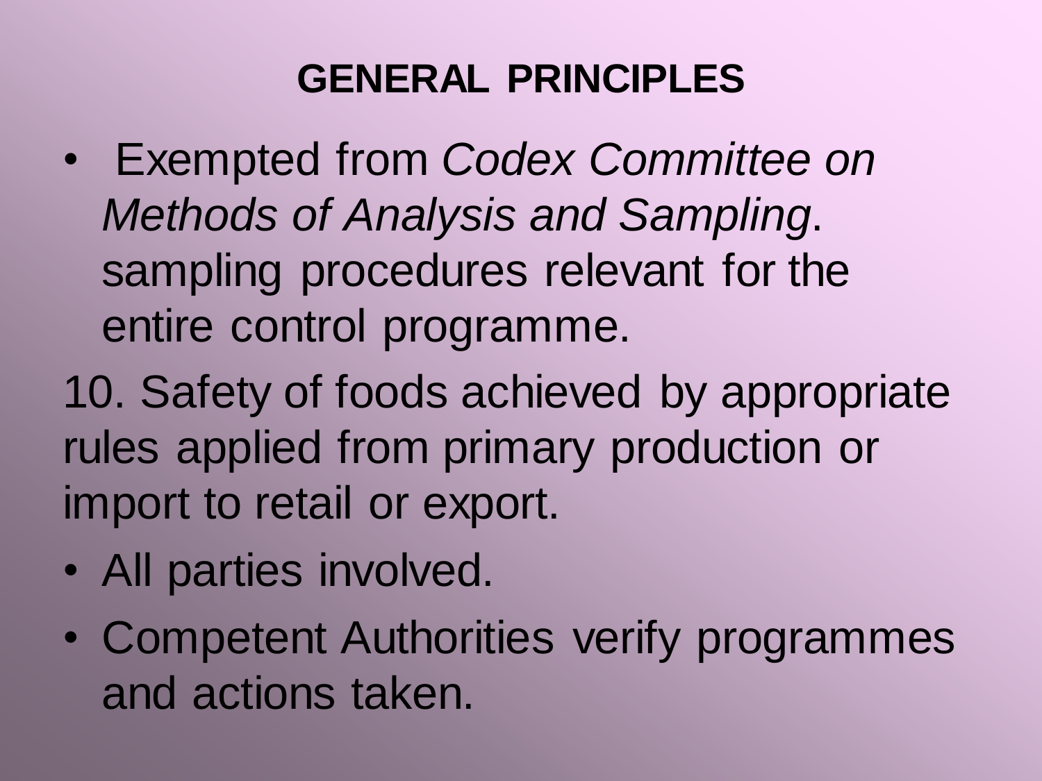# GENERAL PRINCIPLES

- Exempted from *Codex Committee on Methods of Analysis and Sampling*. sampling procedures relevant for the entire control programme.

10. Safety of foods achieved by appropriate rules applied from primary production or import to retail or export.

- All parties involved.
- Competent Authorities verify programmes and actions taken.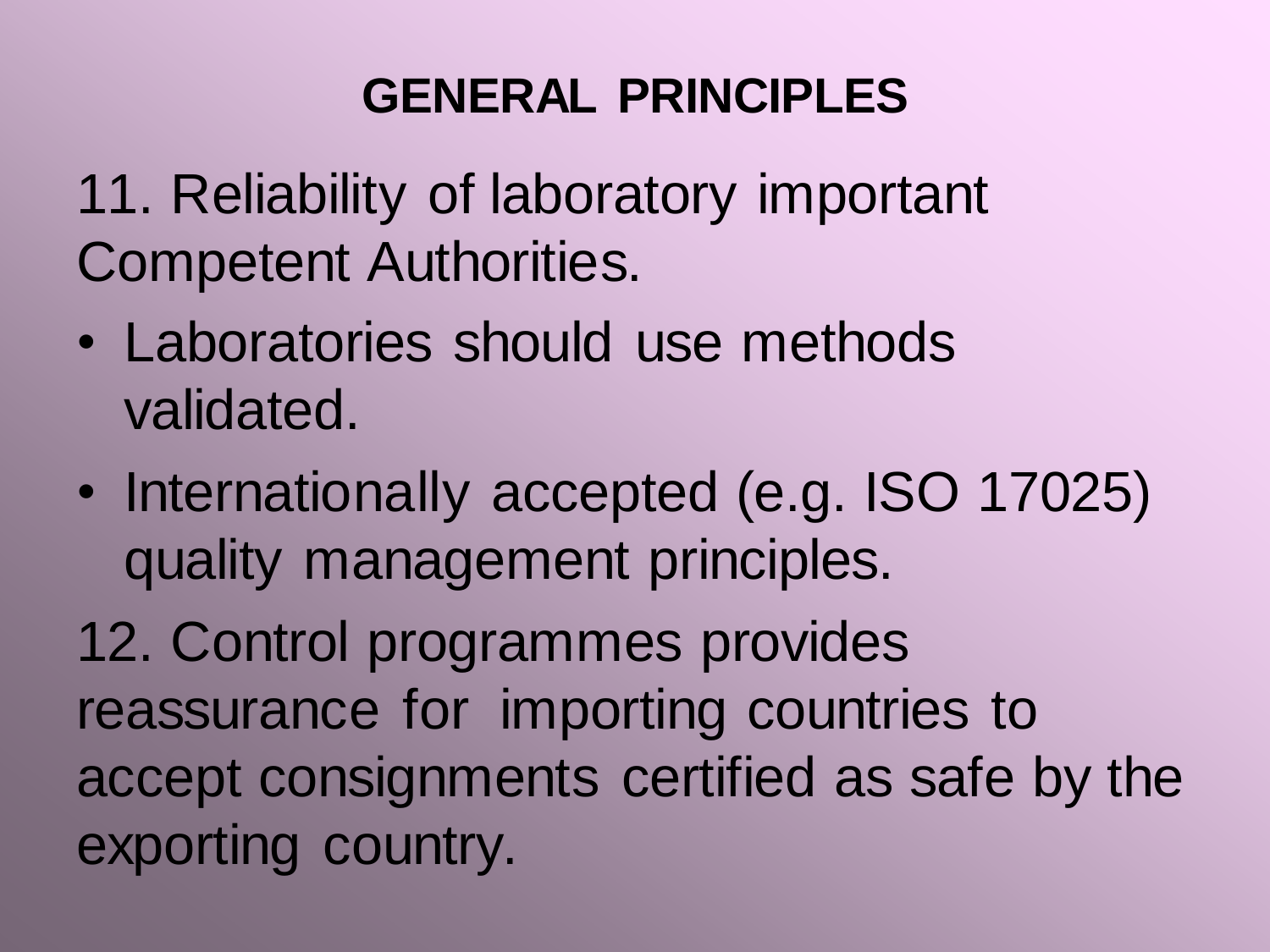# GENERAL PRINCIPLES

11. Reliability of laboratory important Competent Authorities.

- Laboratories should use methods validated.
- Internationally accepted (e.g. ISO 17025) quality management principles.

12. Control programmes provides reassurance for importing countries to accept consignments certified as safe by the exporting country.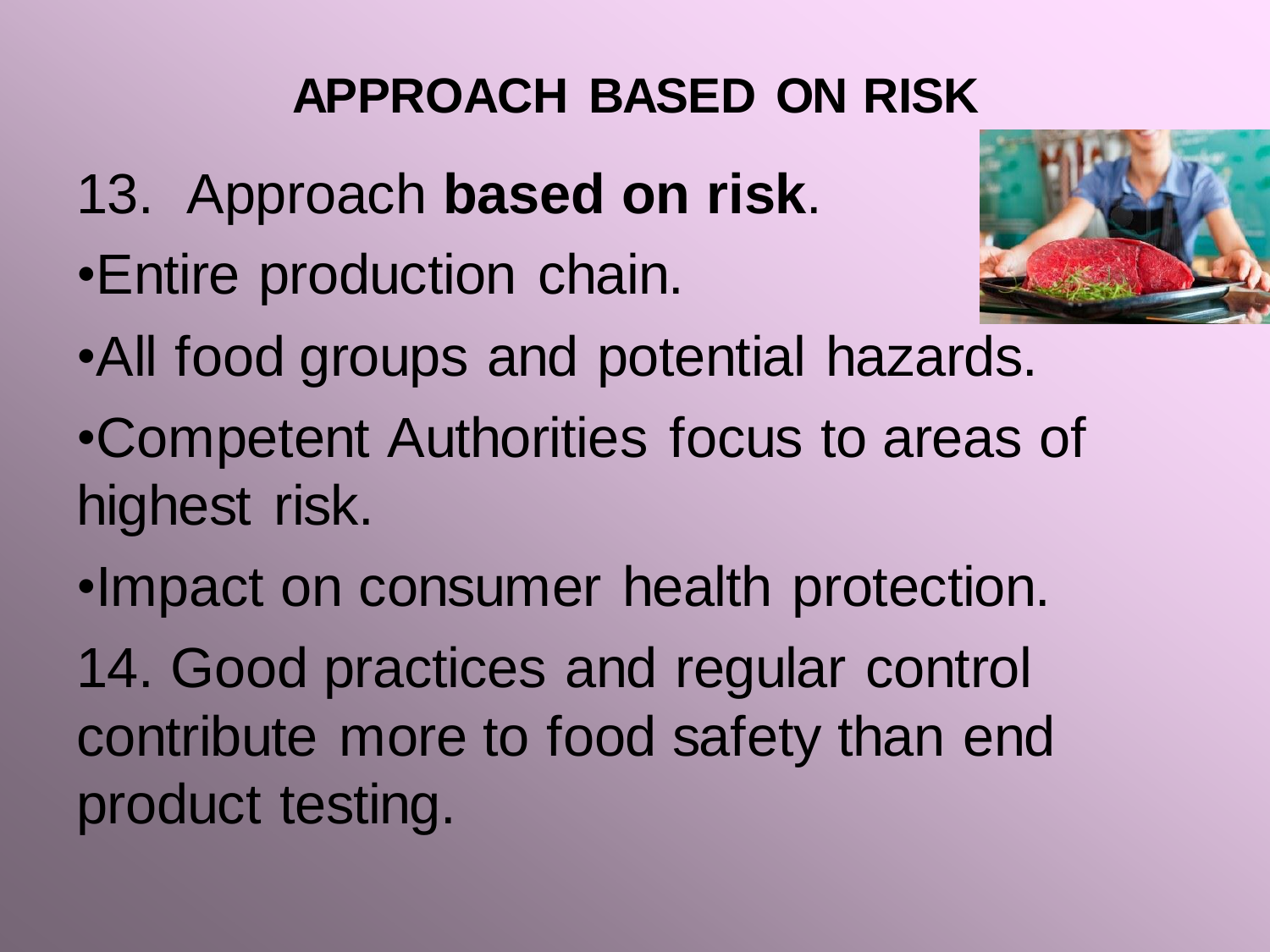# APPROACH BASED ON RISK

13. Approach **based on risk**.

- Entire production chain.
- All food groups and potential hazards.
- Competent Authorities focus to areas of highest risk.
- Impact on consumer health protection.

14. Good practices and regular control contribute more to food safety than end product testing.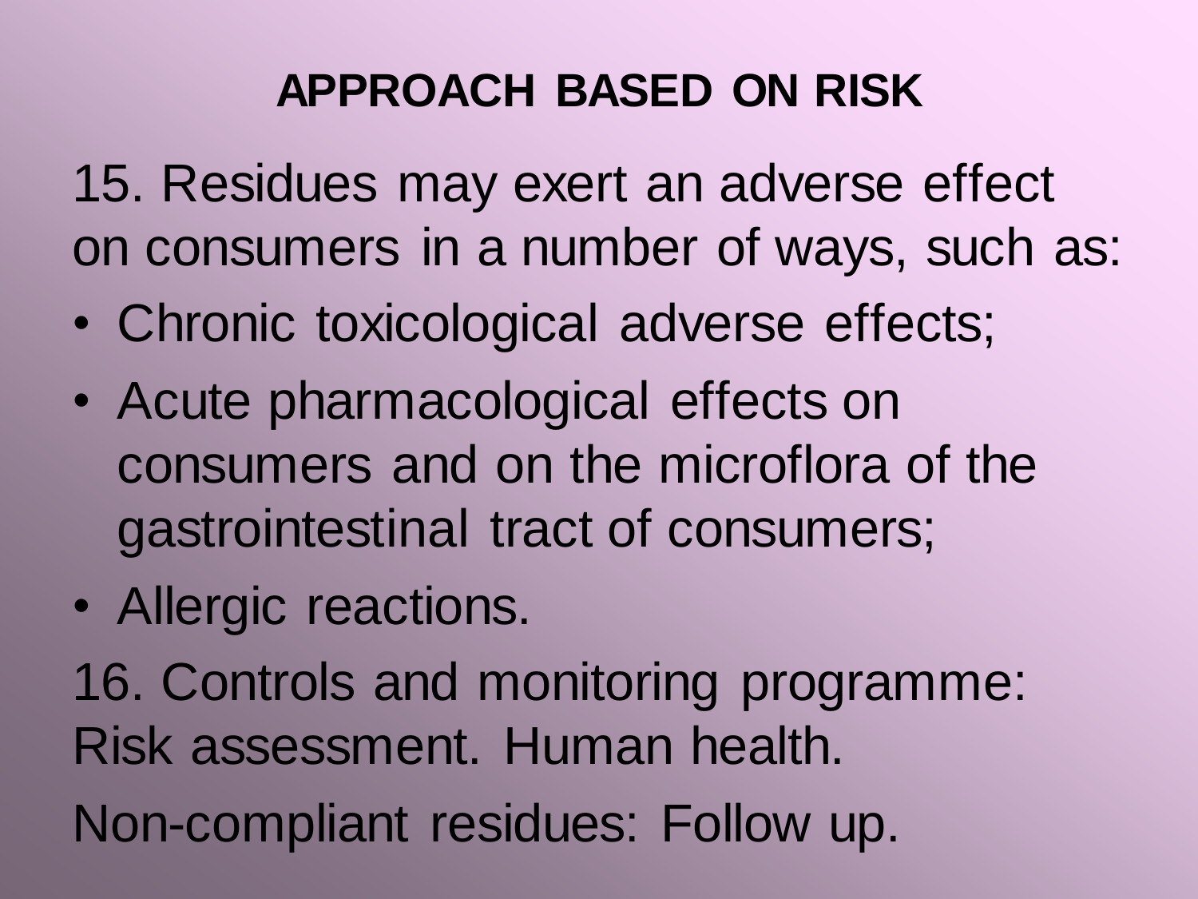# APPROACH BASED ON RISK

15. Residues may exert an adverse effect on consumers in a number of ways, such as:

- Chronic toxicological adverse effects;
- Acute pharmacological effects on consumers and on the microflora of the gastrointestinal tract of consumers;
- Allergic reactions.

16. Controls and monitoring programme: Risk assessment. Human health.

Non-compliant residues: Follow up.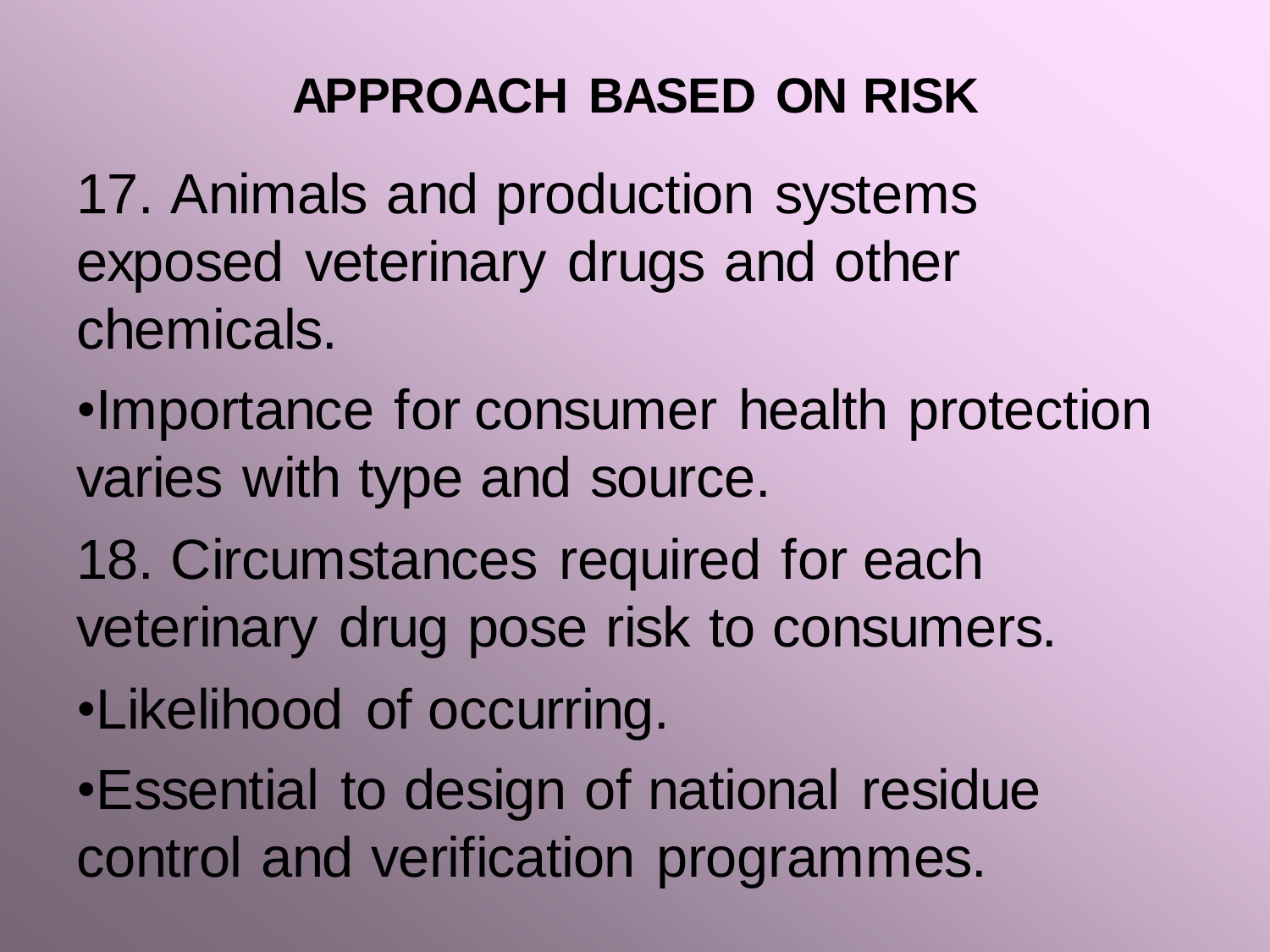## APPROACH BASED ON RISK

17. Animals and production systems exposed veterinary drugs and other chemicals.

•Importance for consumer health protection varies with type and source.

18. Circumstances required for each veterinary drug pose risk to consumers.

•Likelihood of occurring.

•Essential to design of national residue control and verification programmes.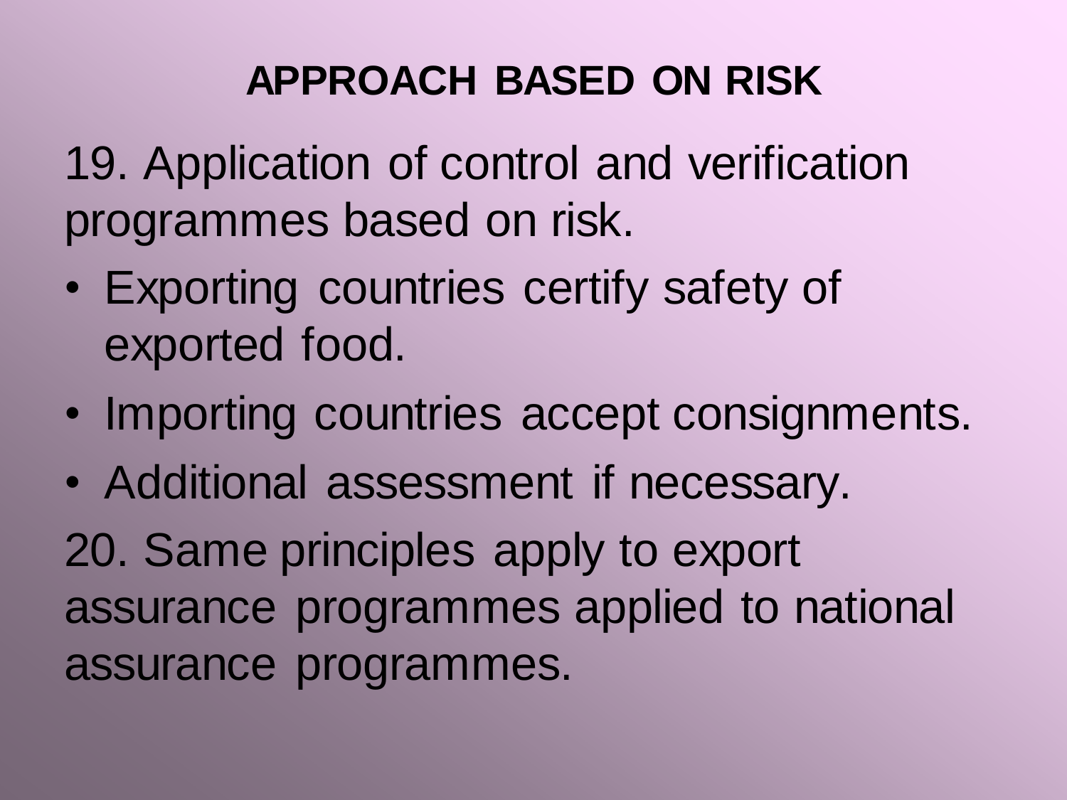## APPROACH BASED ON RISK

19. Application of control and verification programmes based on risk.

- Exporting countries certify safety of exported food.
- Importing countries accept consignments.
- Additional assessment if necessary.

20. Same principles apply to export assurance programmes applied to national assurance programmes.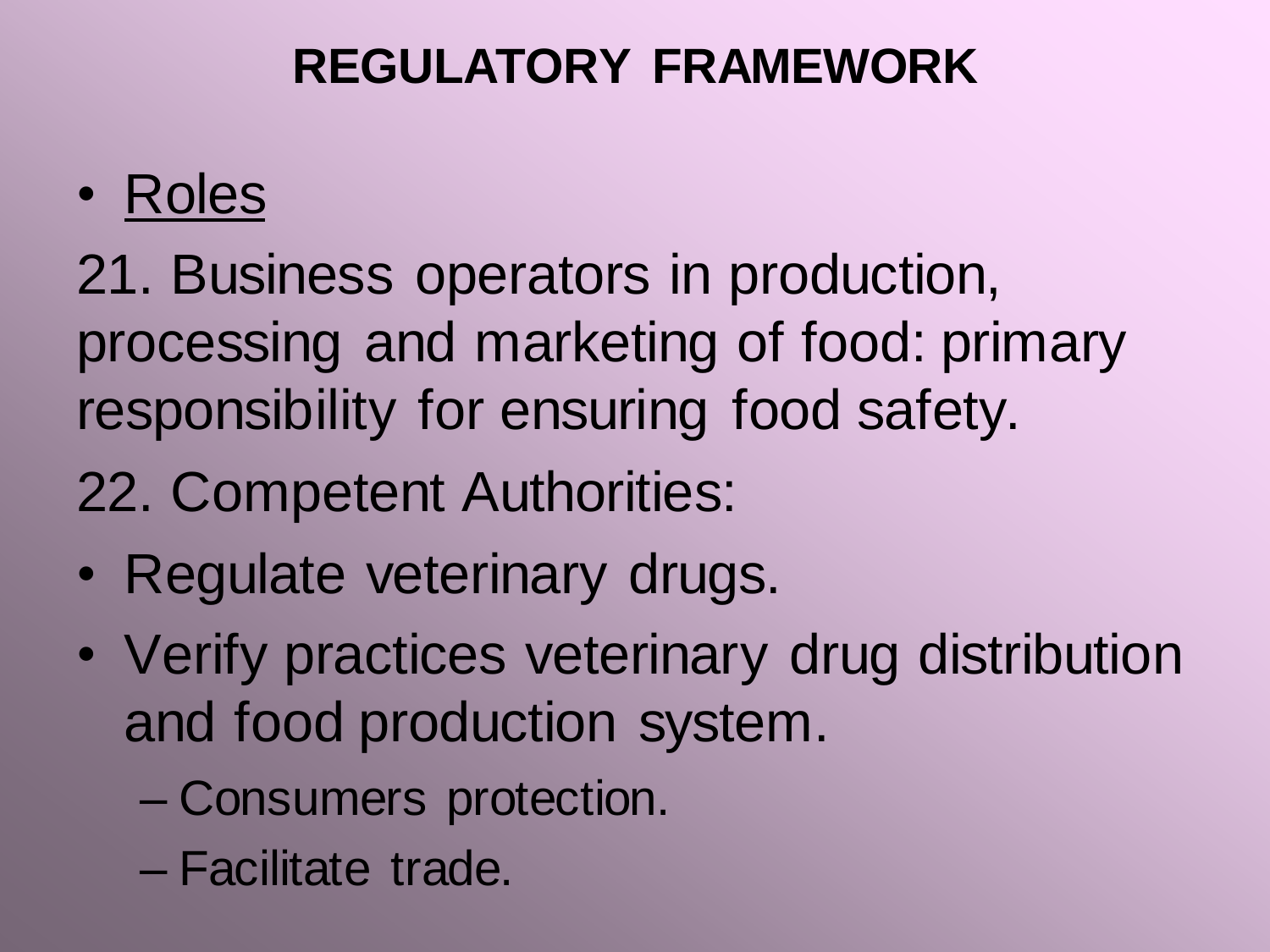# REGULATORY FRAMEWORK

- <u>Roles</u>

21. Business operators in production, processing and marketing of food: primary responsibility for ensuring food safety.

22. Competent Authorities:

- Regulate veterinary drugs.
- Verify practices veterinary drug distribution and food production system.
  - Consumers protection.
  - Facilitate trade.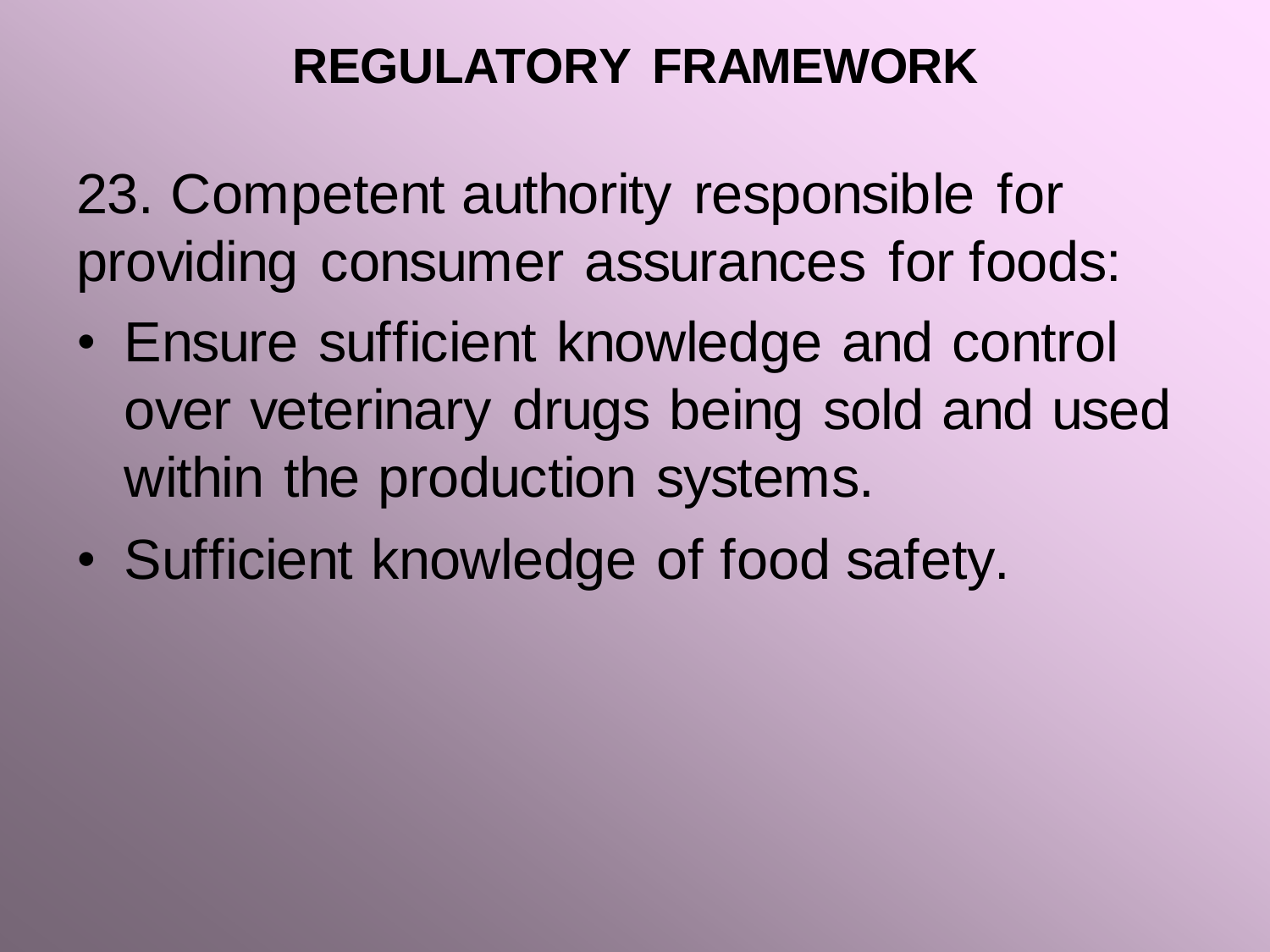# REGULATORY FRAMEWORK

23. Competent authority responsible for providing consumer assurances for foods:

- Ensure sufficient knowledge and control over veterinary drugs being sold and used within the production systems.
- Sufficient knowledge of food safety.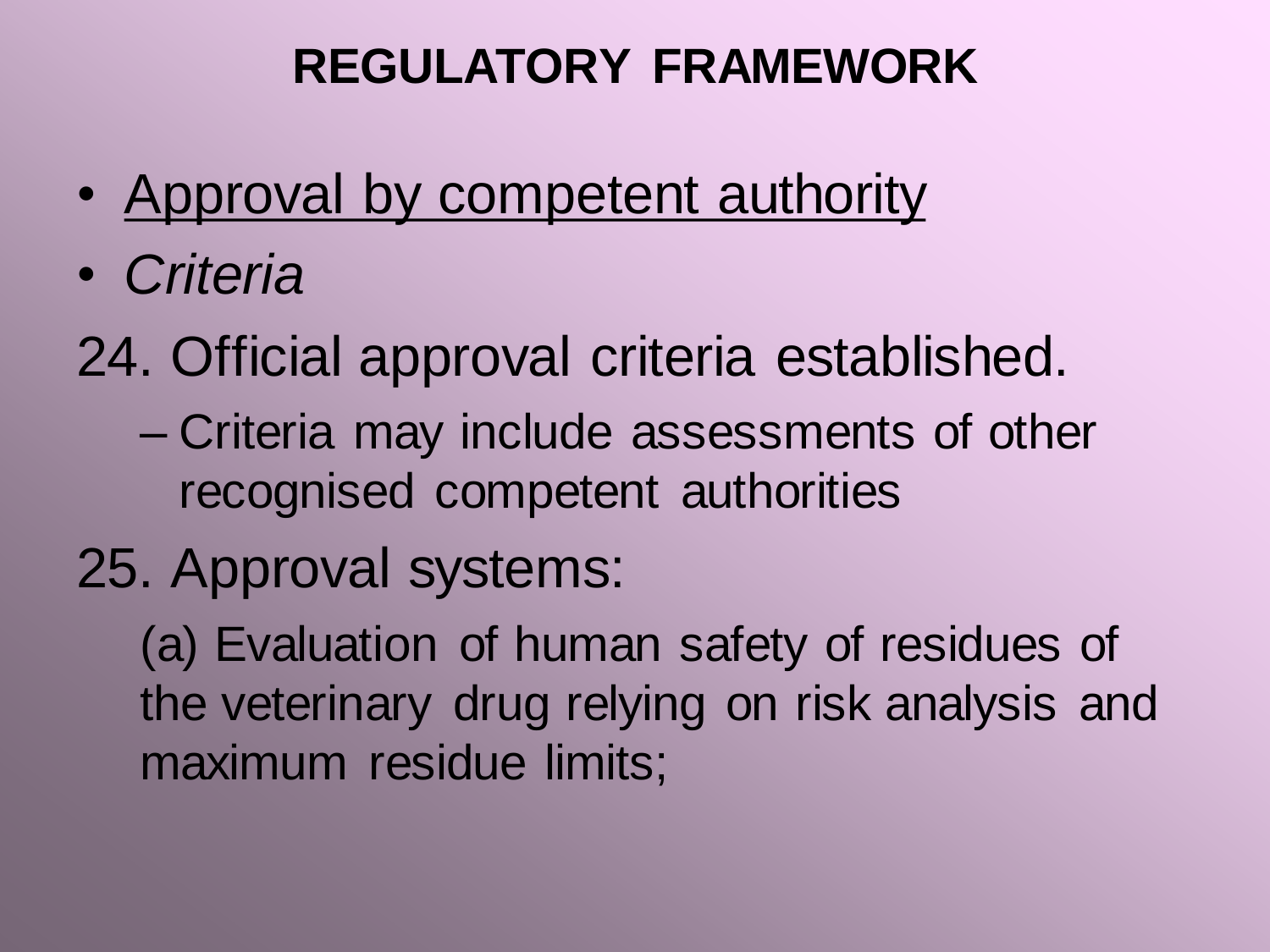# REGULATORY FRAMEWORK

- Approval by competent authority
- *Criteria*

24. Official approval criteria established.
    - Criteria may include assessments of other recognised competent authorities

25. Approval systems:

    (a) Evaluation of human safety of residues of the veterinary drug relying on risk analysis and maximum residue limits;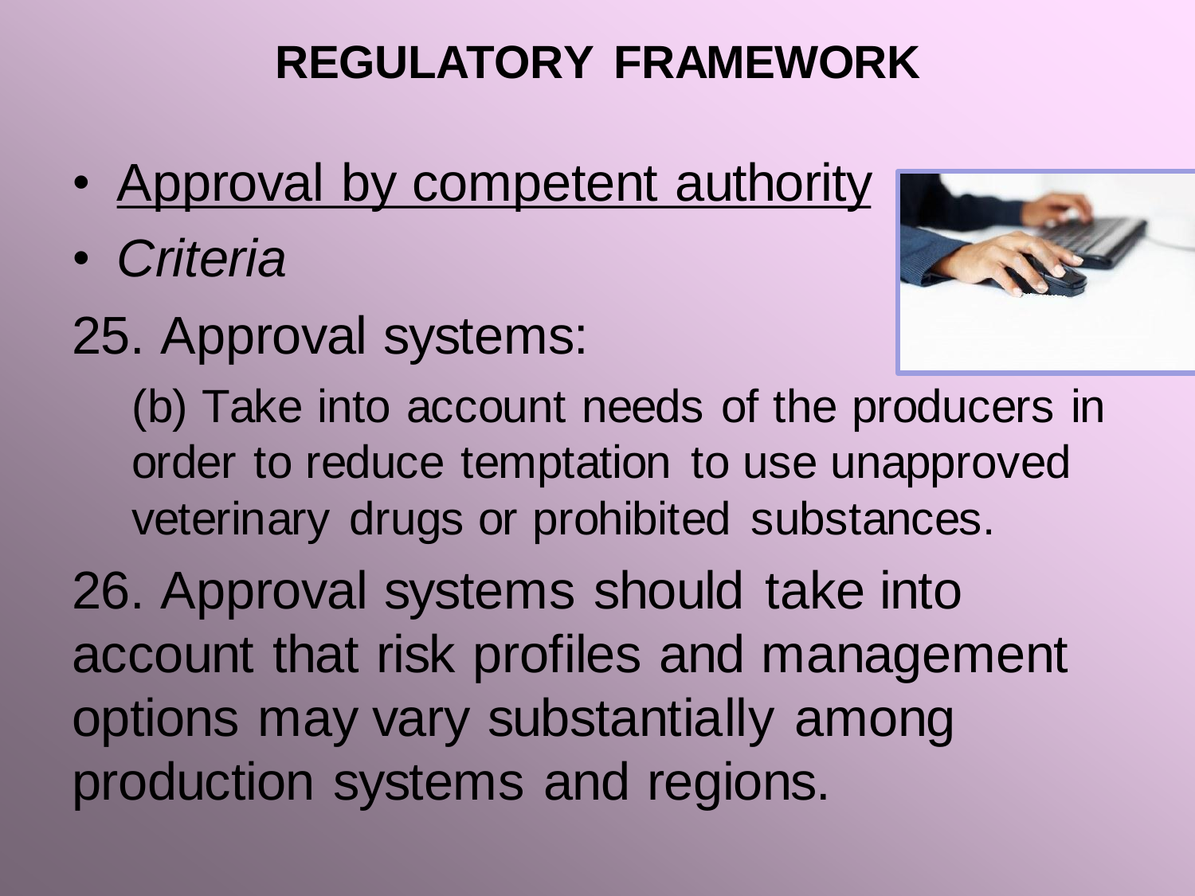# REGULATORY FRAMEWORK

- Approval by competent authority
- *Criteria*

25. Approval systems:

    (b) Take into account needs of the producers in order to reduce temptation to use unapproved veterinary drugs or prohibited substances.

26. Approval systems should take into account that risk profiles and management options may vary substantially among production systems and regions.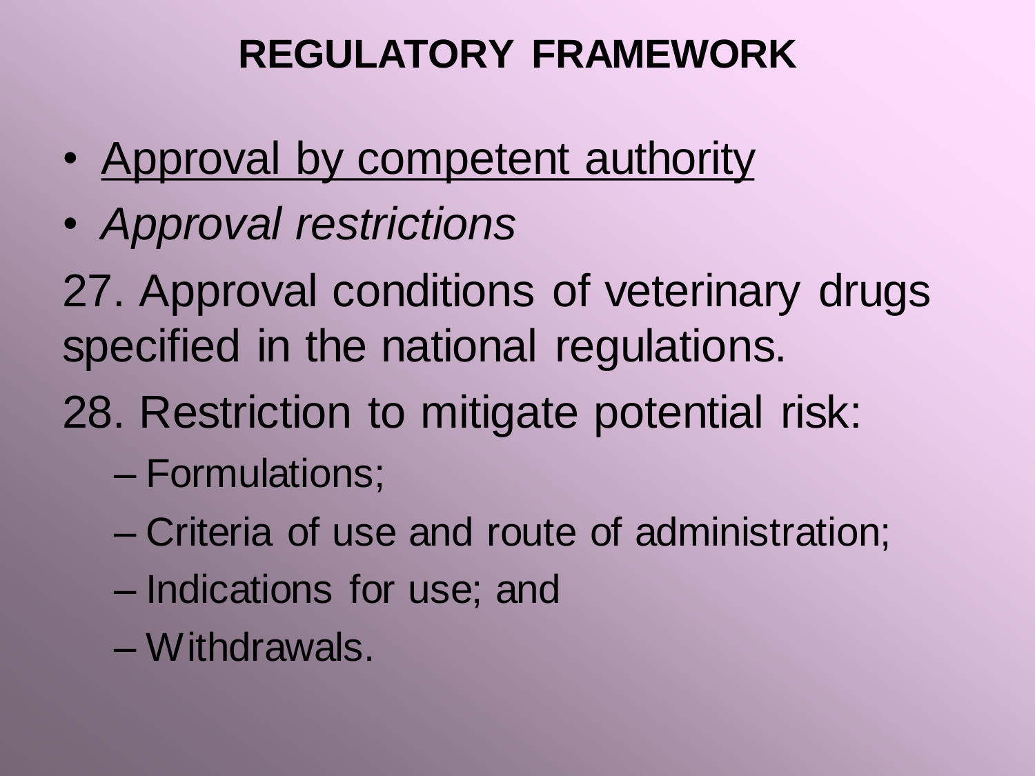# REGULATORY FRAMEWORK

- Approval by competent authority
- *Approval restrictions*

27. Approval conditions of veterinary drugs specified in the national regulations.

28. Restriction to mitigate potential risk:
    - Formulations;
    - Criteria of use and route of administration;
    - Indications for use; and
    - Withdrawals.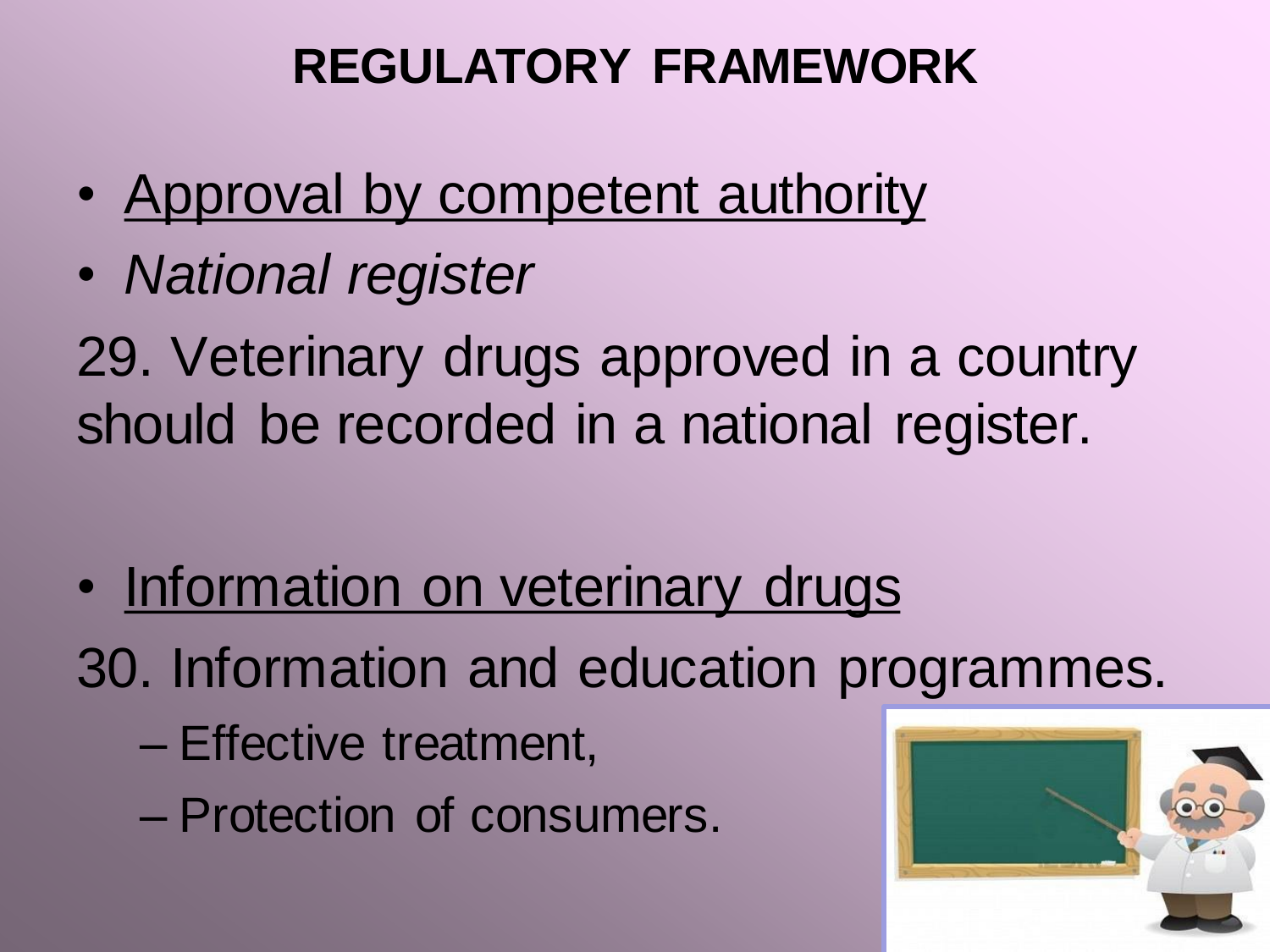# REGULATORY FRAMEWORK

- Approval by competent authority
- *National register*

29. Veterinary drugs approved in a country should be recorded in a national register.

- Information on veterinary drugs

30. Information and education programmes.
   - Effective treatment,
   - Protection of consumers.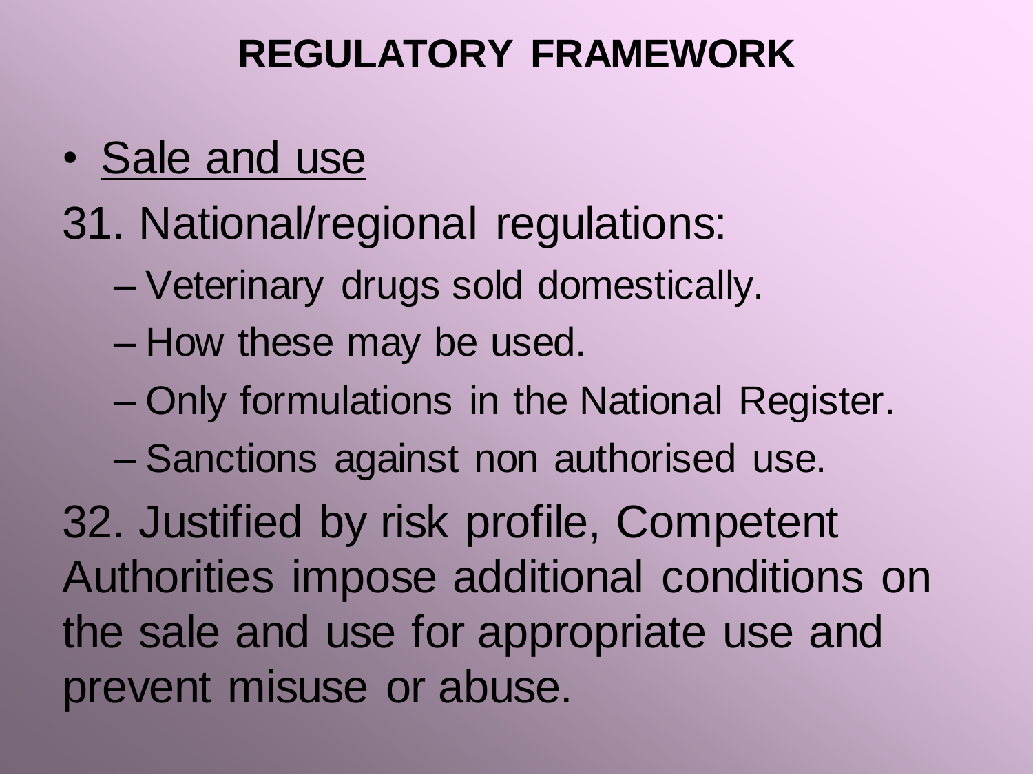# REGULATORY FRAMEWORK

- <u>Sale and use</u>

31. National/regional regulations:
   - Veterinary drugs sold domestically.
   - How these may be used.
   - Only formulations in the National Register.
   - Sanctions against non authorised use.

32. Justified by risk profile, Competent Authorities impose additional conditions on the sale and use for appropriate use and prevent misuse or abuse.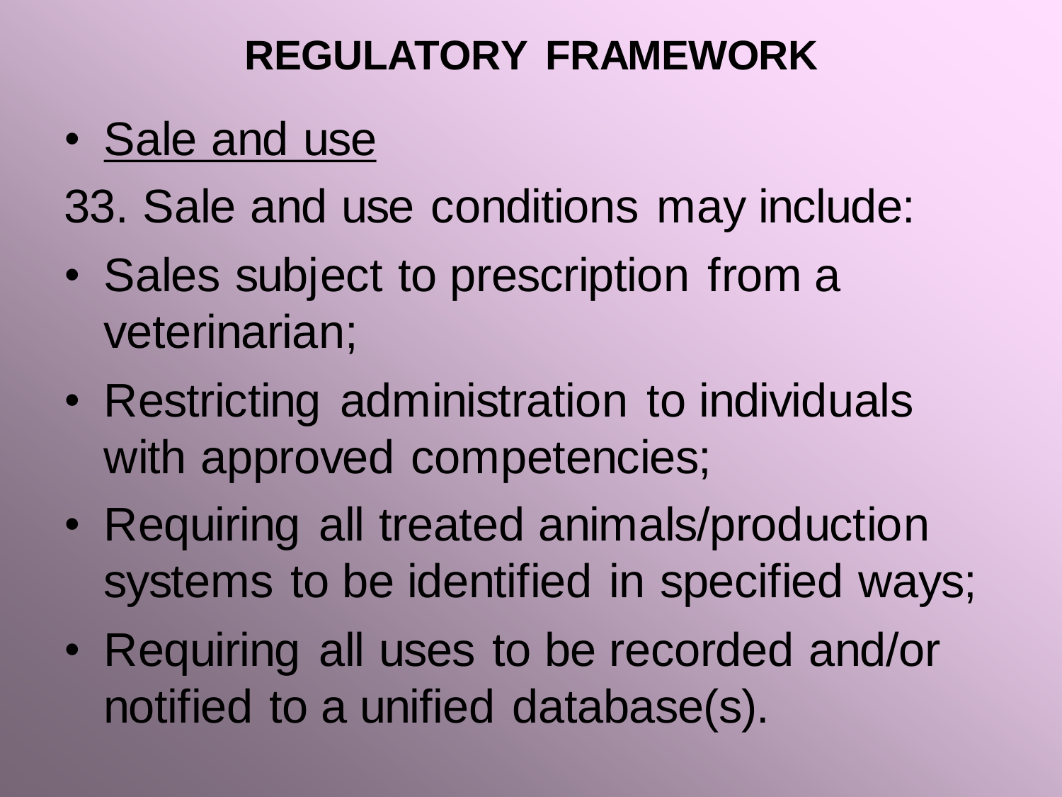# REGULATORY FRAMEWORK

- Sale and use

33. Sale and use conditions may include:

- Sales subject to prescription from a veterinarian;
- Restricting administration to individuals with approved competencies;
- Requiring all treated animals/production systems to be identified in specified ways;
- Requiring all uses to be recorded and/or notified to a unified database(s).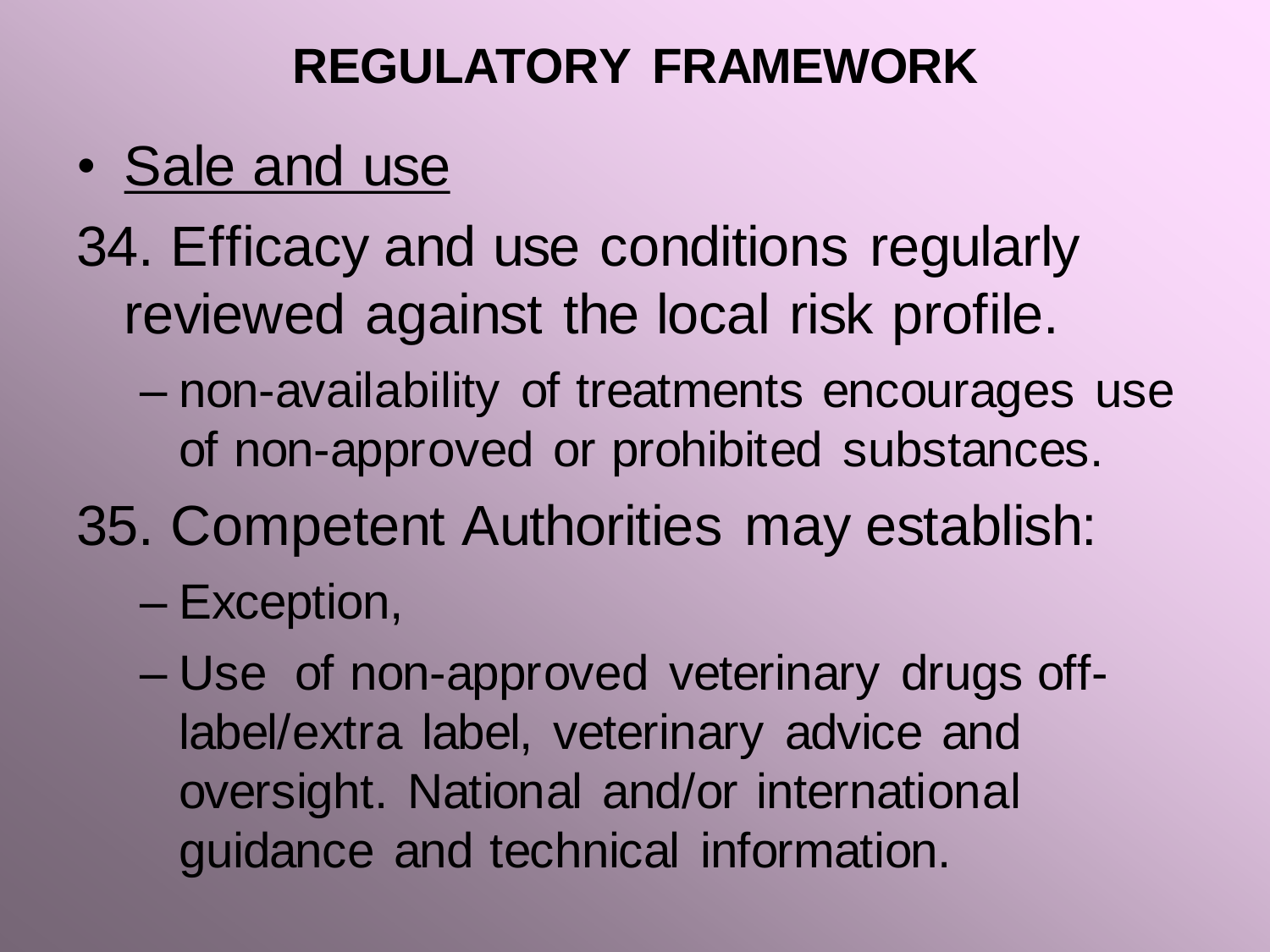## REGULATORY FRAMEWORK

- Sale and use

34. Efficacy and use conditions regularly reviewed against the local risk profile.
    - non-availability of treatments encourages use of non-approved or prohibited substances.

35. Competent Authorities may establish:
    - Exception,
    - Use of non-approved veterinary drugs off-label/extra label, veterinary advice and oversight. National and/or international guidance and technical information.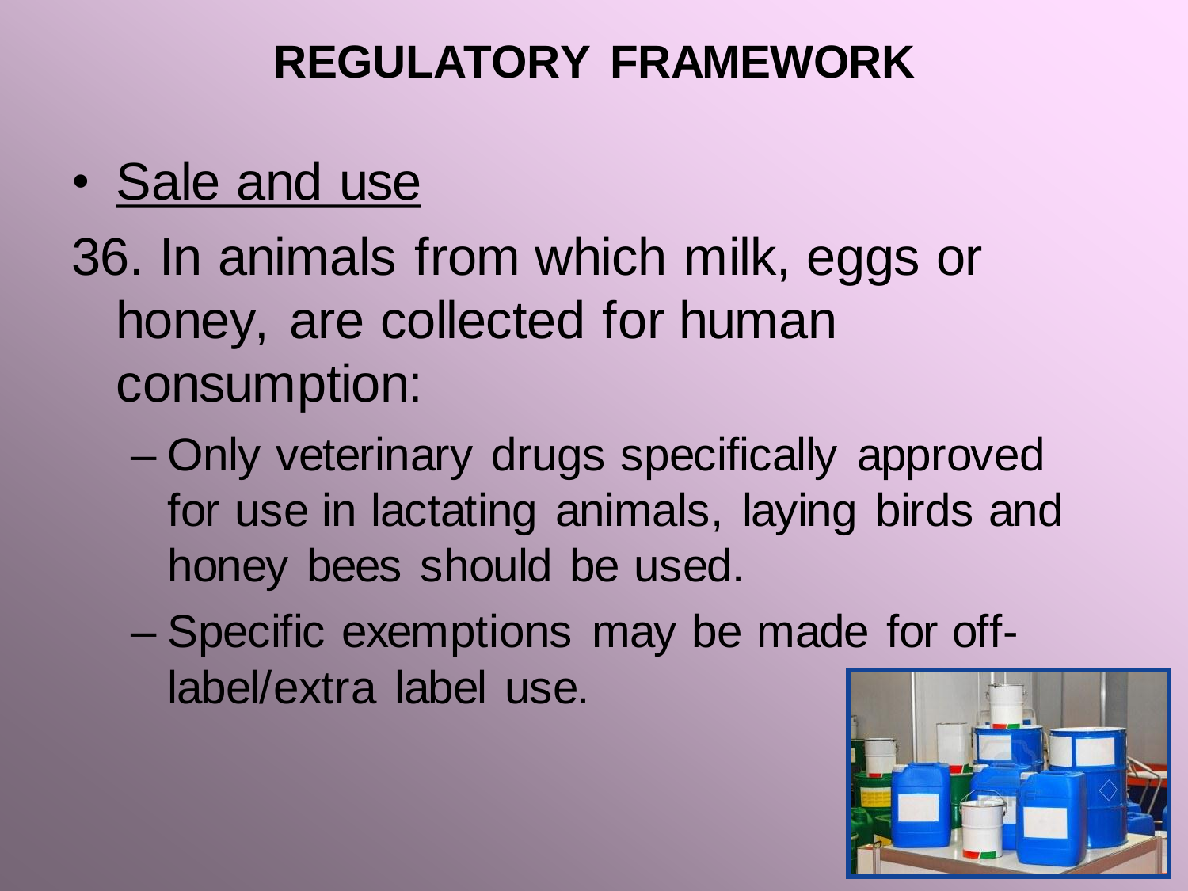# REGULATORY FRAMEWORK

- Sale and use

36. In animals from which milk, eggs or honey, are collected for human consumption:

   - Only veterinary drugs specifically approved for use in lactating animals, laying birds and honey bees should be used.
   - Specific exemptions may be made for off-label/extra label use.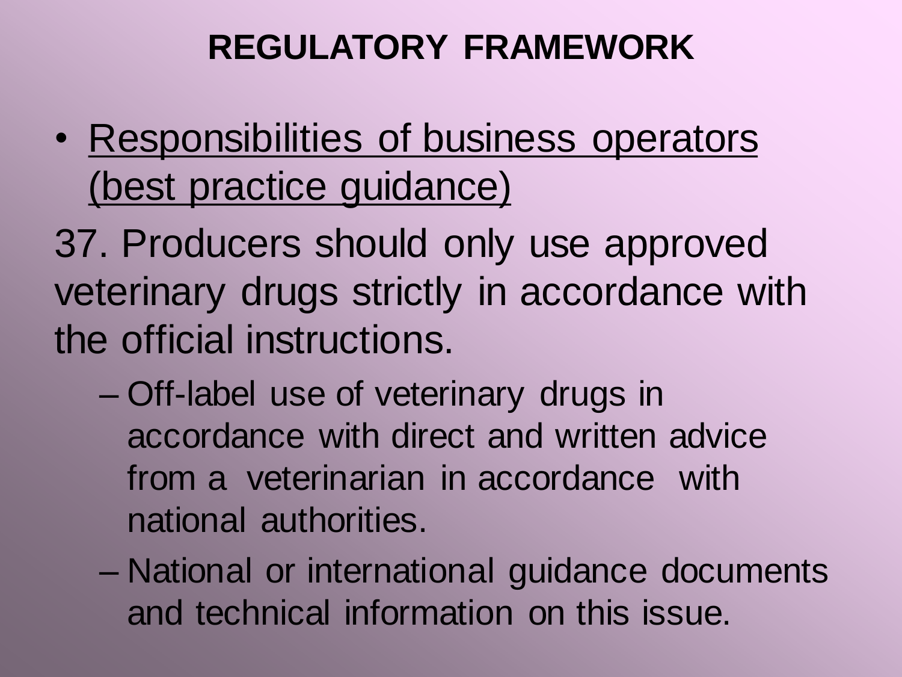# REGULATORY FRAMEWORK

- Responsibilities of business operators (best practice guidance)

37. Producers should only use approved veterinary drugs strictly in accordance with the official instructions.

  - Off-label use of veterinary drugs in accordance with direct and written advice from a veterinarian in accordance with national authorities.
  - National or international guidance documents and technical information on this issue.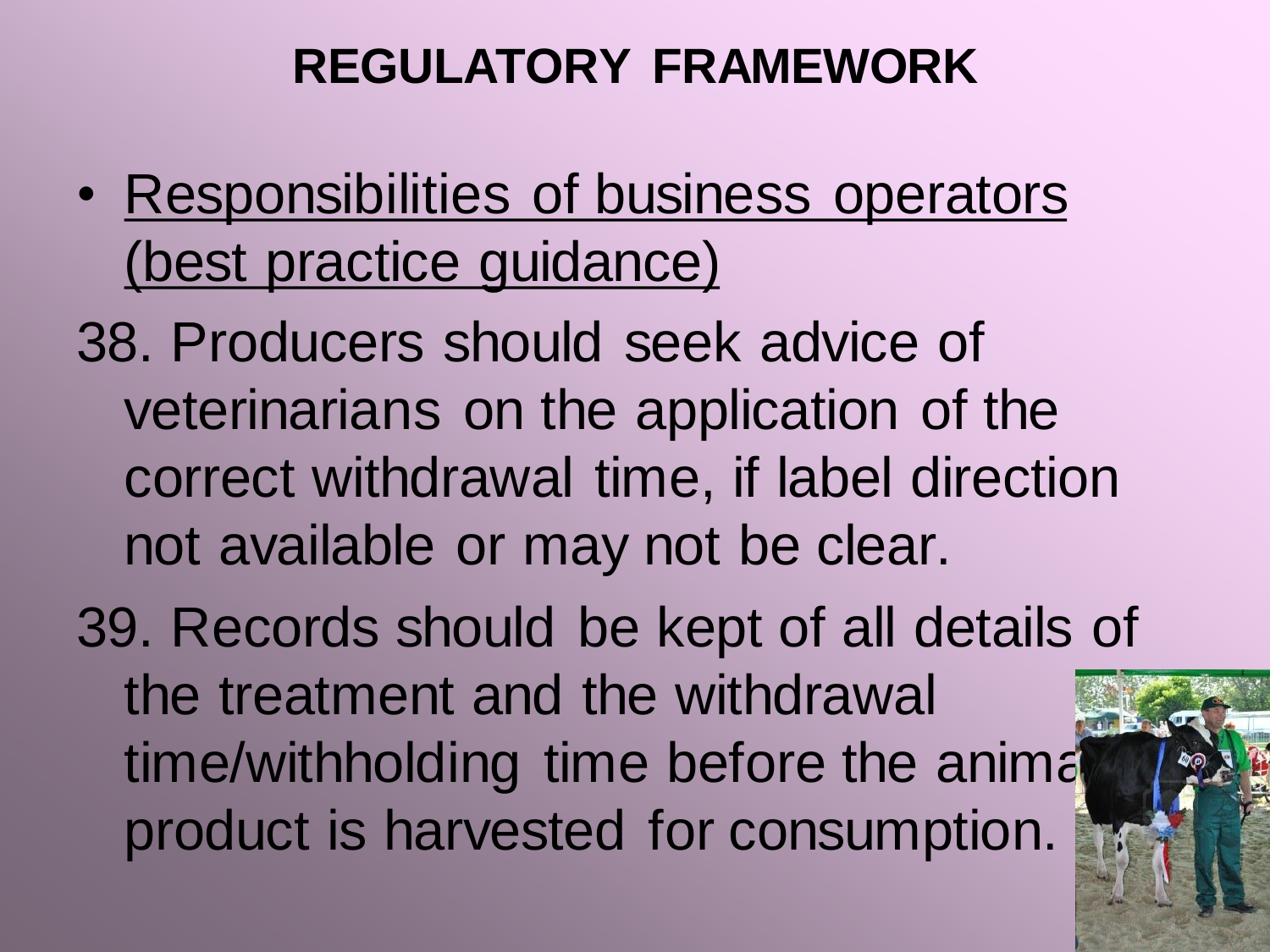# REGULATORY FRAMEWORK

- Responsibilities of business operators (best practice guidance)

38. Producers should seek advice of veterinarians on the application of the correct withdrawal time, if label direction not available or may not be clear.

39. Records should be kept of all details of the treatment and the withdrawal time/withholding time before the animal product is harvested for consumption.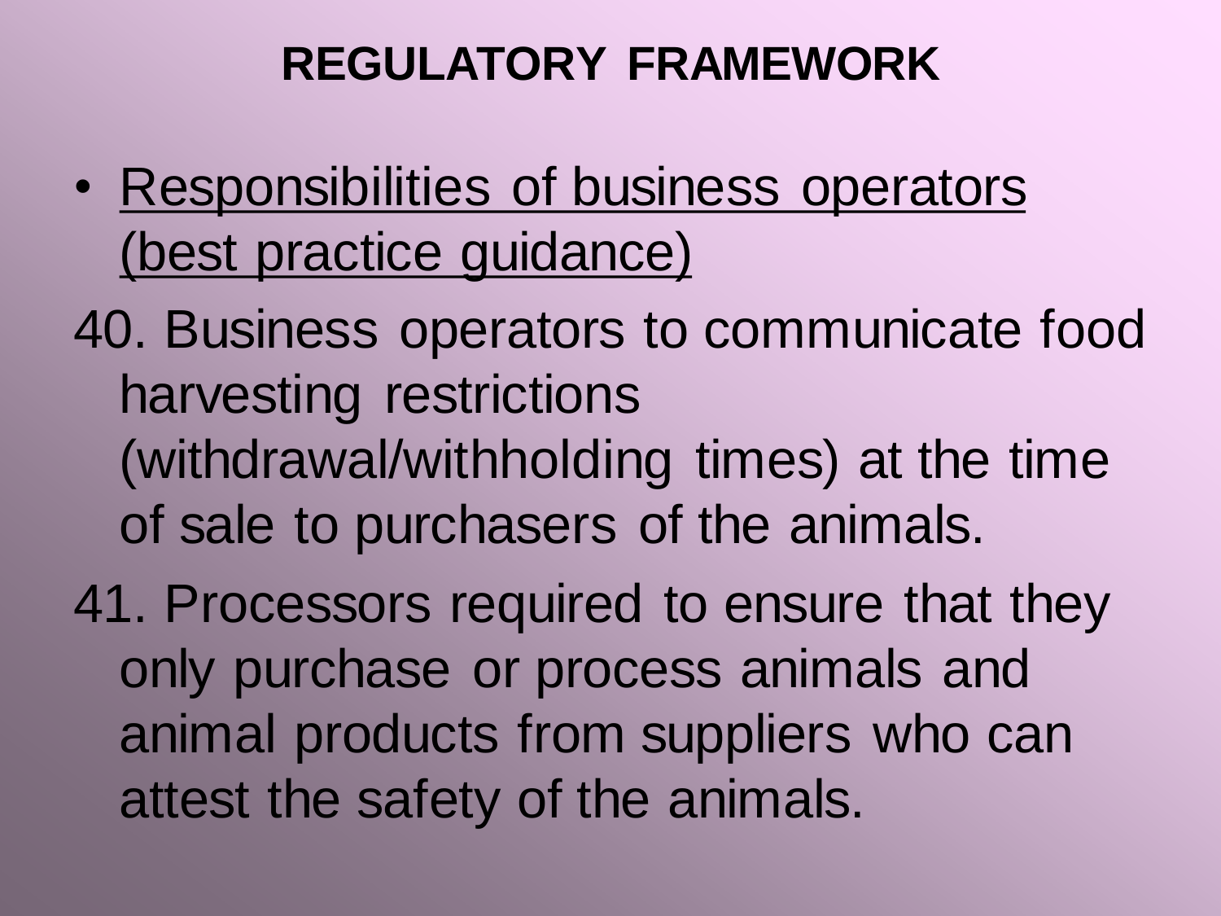# REGULATORY FRAMEWORK

- <u>Responsibilities of business operators (best practice guidance)</u>

40. Business operators to communicate food harvesting restrictions (withdrawal/withholding times) at the time of sale to purchasers of the animals.

41. Processors required to ensure that they only purchase or process animals and animal products from suppliers who can attest the safety of the animals.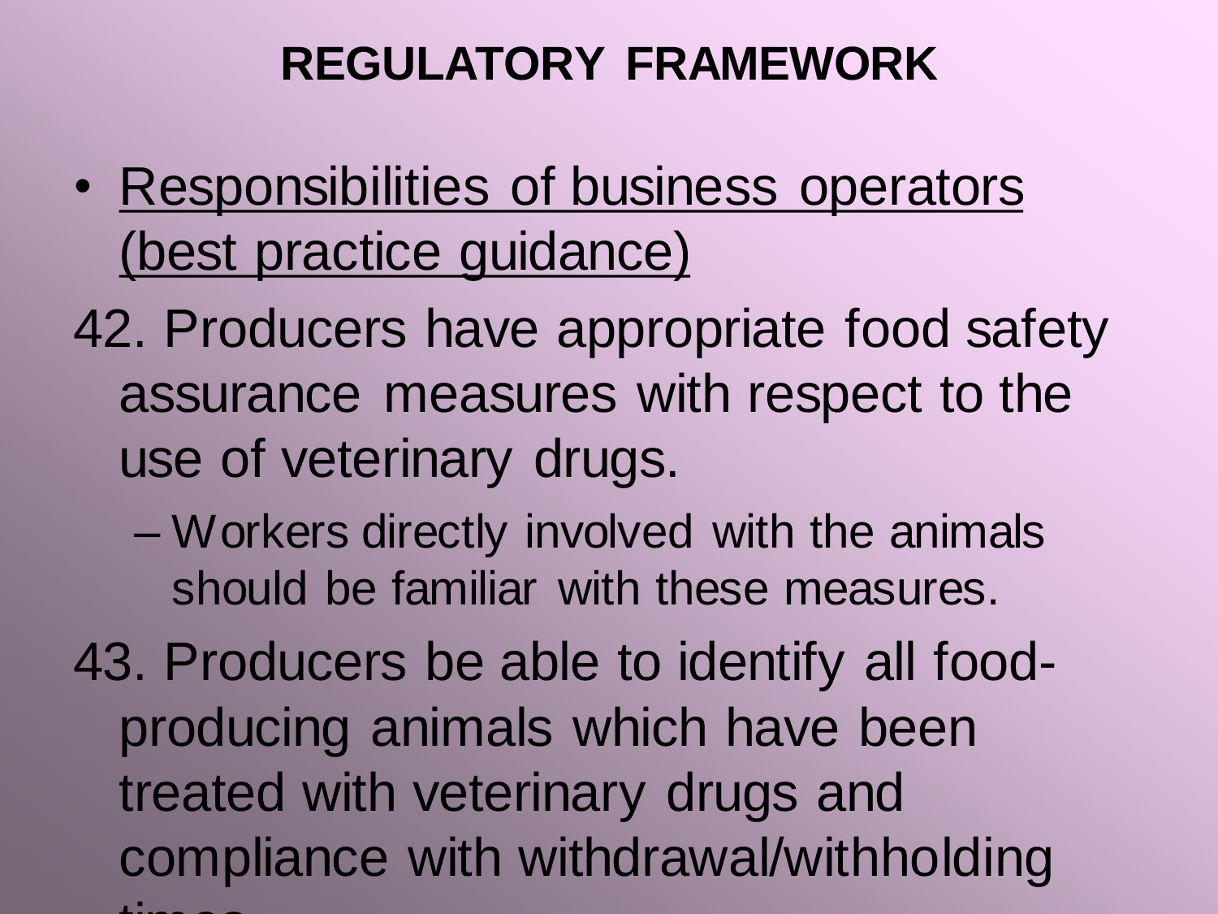## REGULATORY FRAMEWORK

- Responsibilities of business operators (best practice guidance)

42. Producers have appropriate food safety assurance measures with respect to the use of veterinary drugs.
    - Workers directly involved with the animals should be familiar with these measures.

43. Producers be able to identify all food-producing animals which have been treated with veterinary drugs and compliance with withdrawal/withholding times.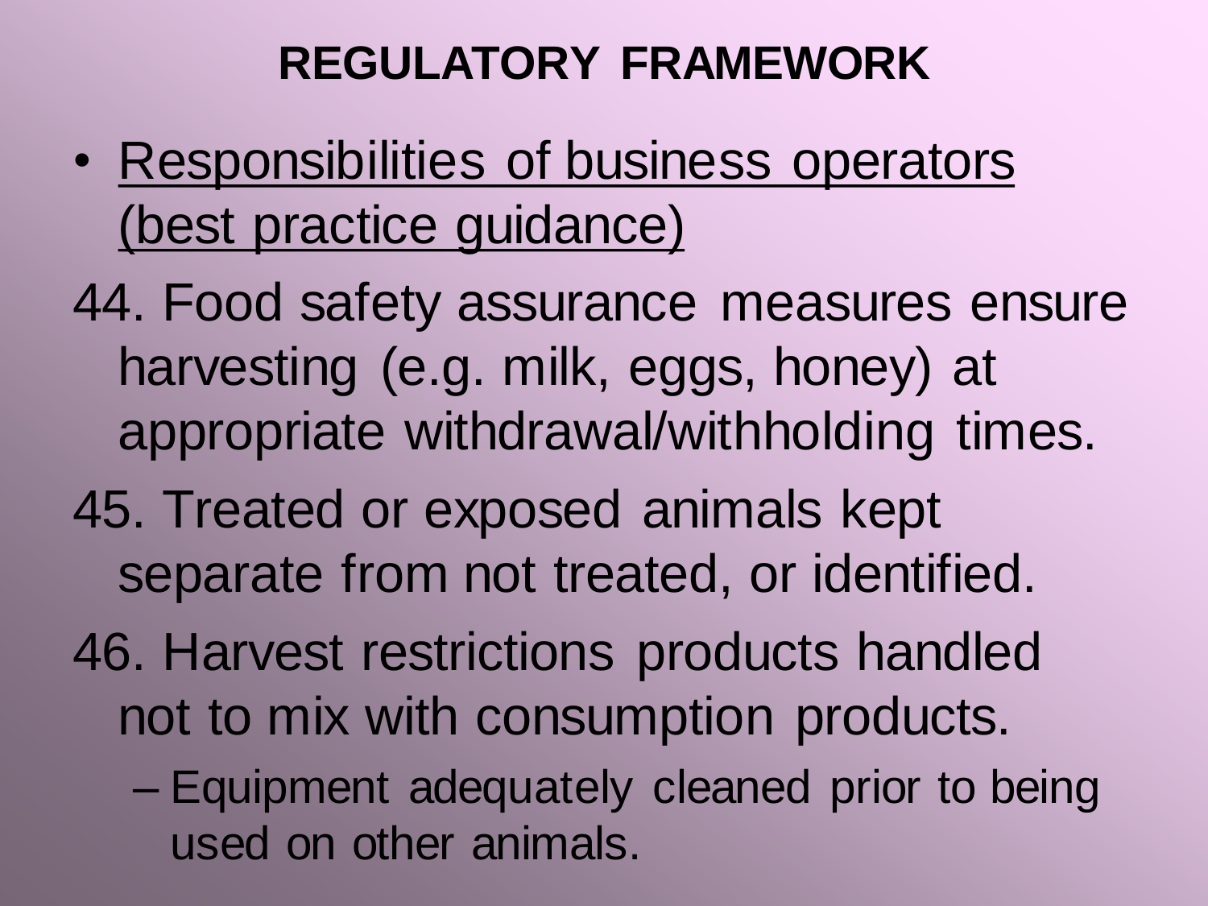# REGULATORY FRAMEWORK

- Responsibilities of business operators (best practice guidance)

44. Food safety assurance measures ensure harvesting (e.g. milk, eggs, honey) at appropriate withdrawal/withholding times.

45. Treated or exposed animals kept separate from not treated, or identified.

46. Harvest restrictions products handled not to mix with consumption products.

   – Equipment adequately cleaned prior to being used on other animals.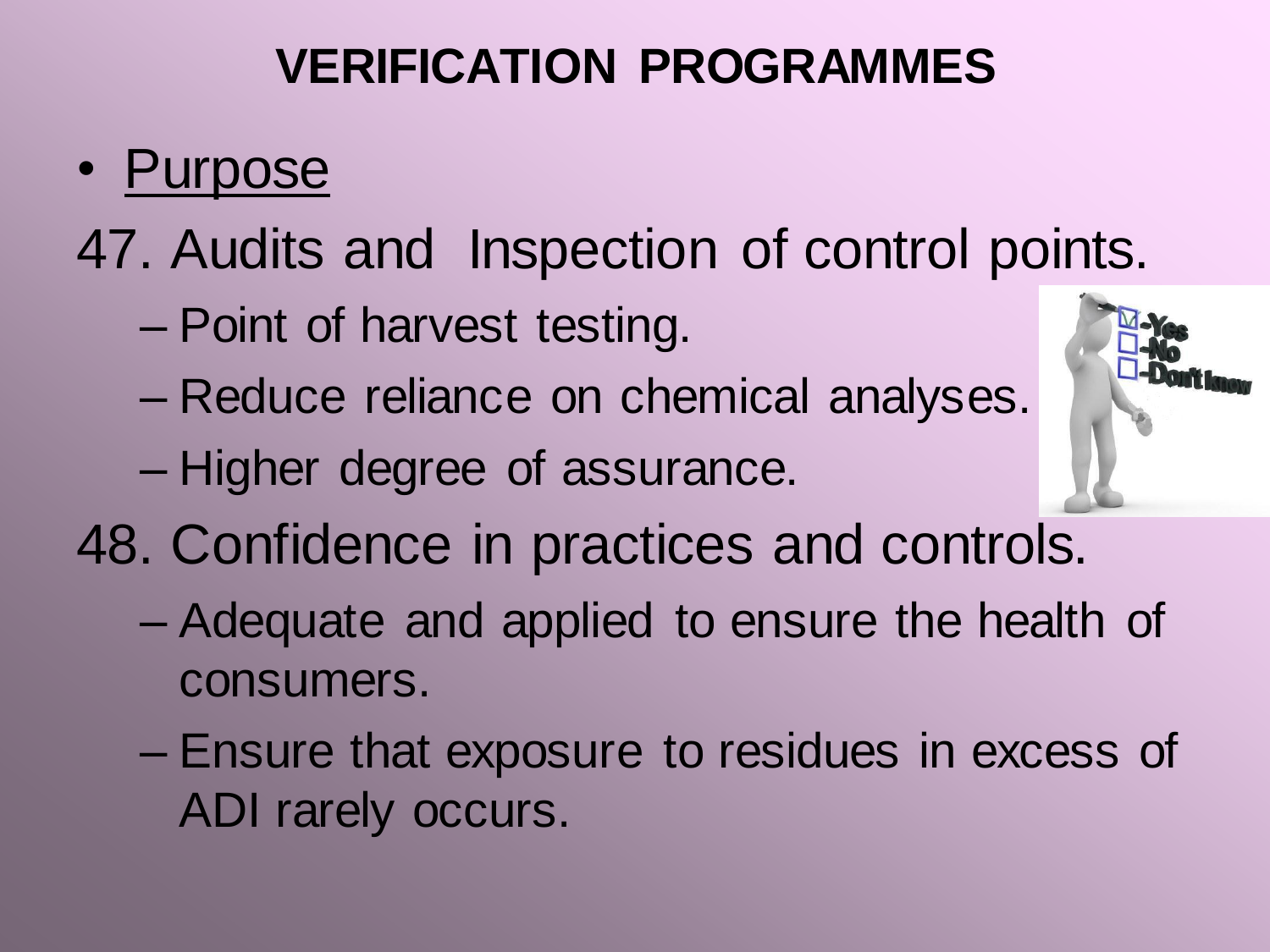# VERIFICATION PROGRAMMES

- Purpose

47. Audits and Inspection of control points.
    - Point of harvest testing.
    - Reduce reliance on chemical analyses.
    - Higher degree of assurance.
48. Confidence in practices and controls.
    - Adequate and applied to ensure the health of consumers.
    - Ensure that exposure to residues in excess of ADI rarely occurs.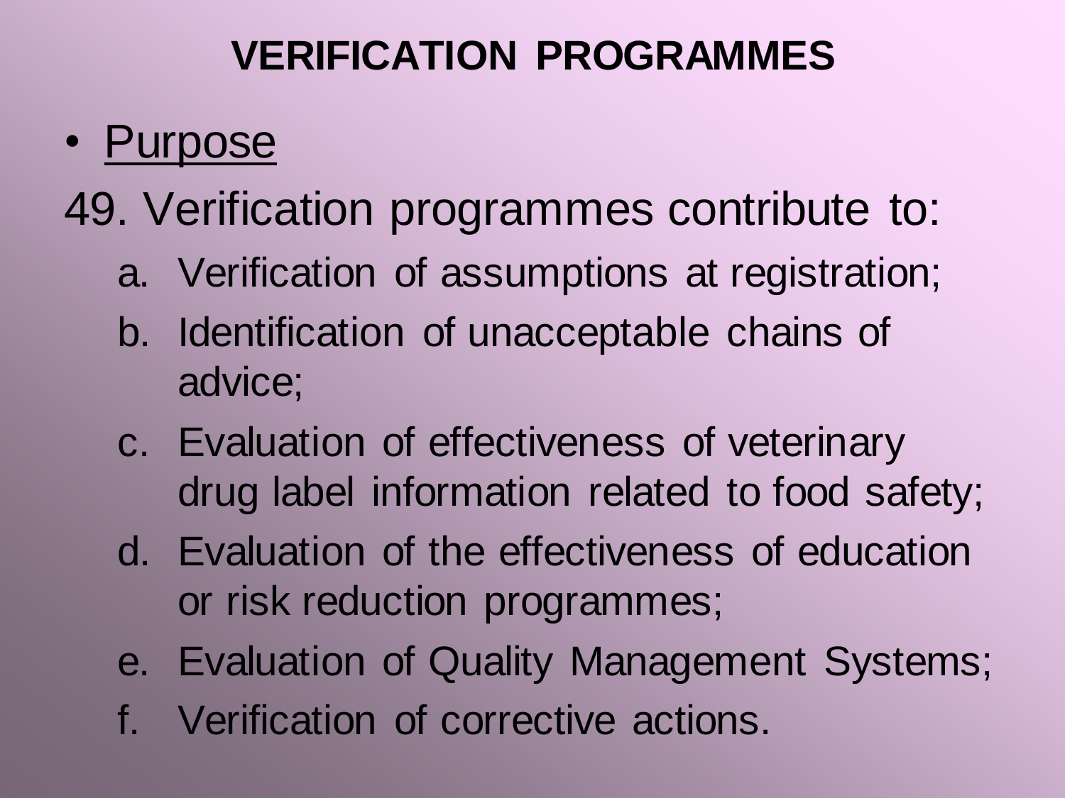# VERIFICATION PROGRAMMES

- Purpose

49. Verification programmes contribute to:

   a. Verification of assumptions at registration;
   b. Identification of unacceptable chains of advice;
   c. Evaluation of effectiveness of veterinary drug label information related to food safety;
   d. Evaluation of the effectiveness of education or risk reduction programmes;
   e. Evaluation of Quality Management Systems;
   f. Verification of corrective actions.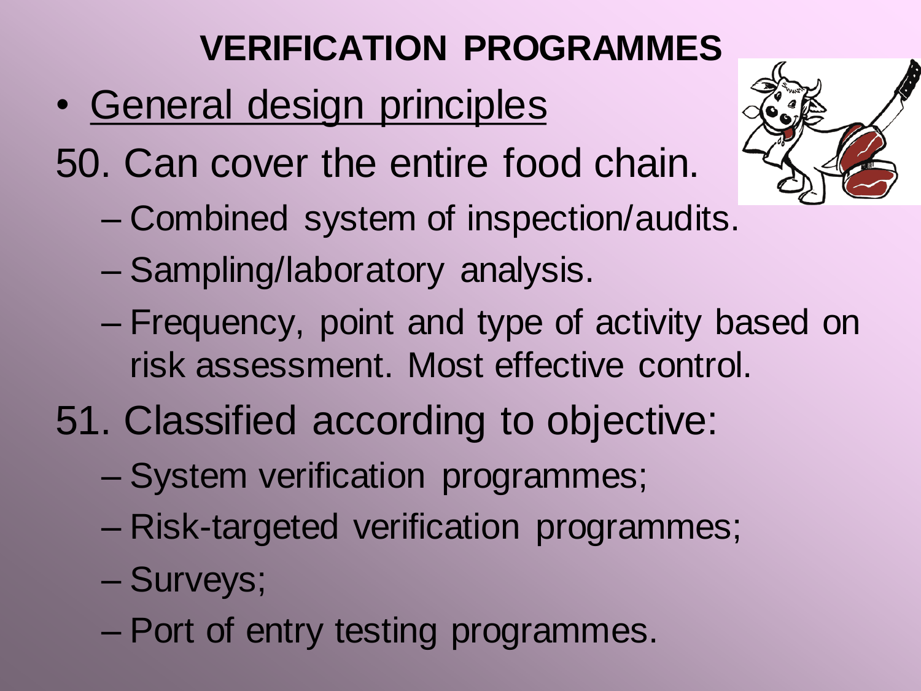# VERIFICATION PROGRAMMES

- General design principles

50. Can cover the entire food chain.
    - Combined system of inspection/audits.
    - Sampling/laboratory analysis.
    - Frequency, point and type of activity based on risk assessment. Most effective control.

51. Classified according to objective:
    - System verification programmes;
    - Risk-targeted verification programmes;
    - Surveys;
    - Port of entry testing programmes.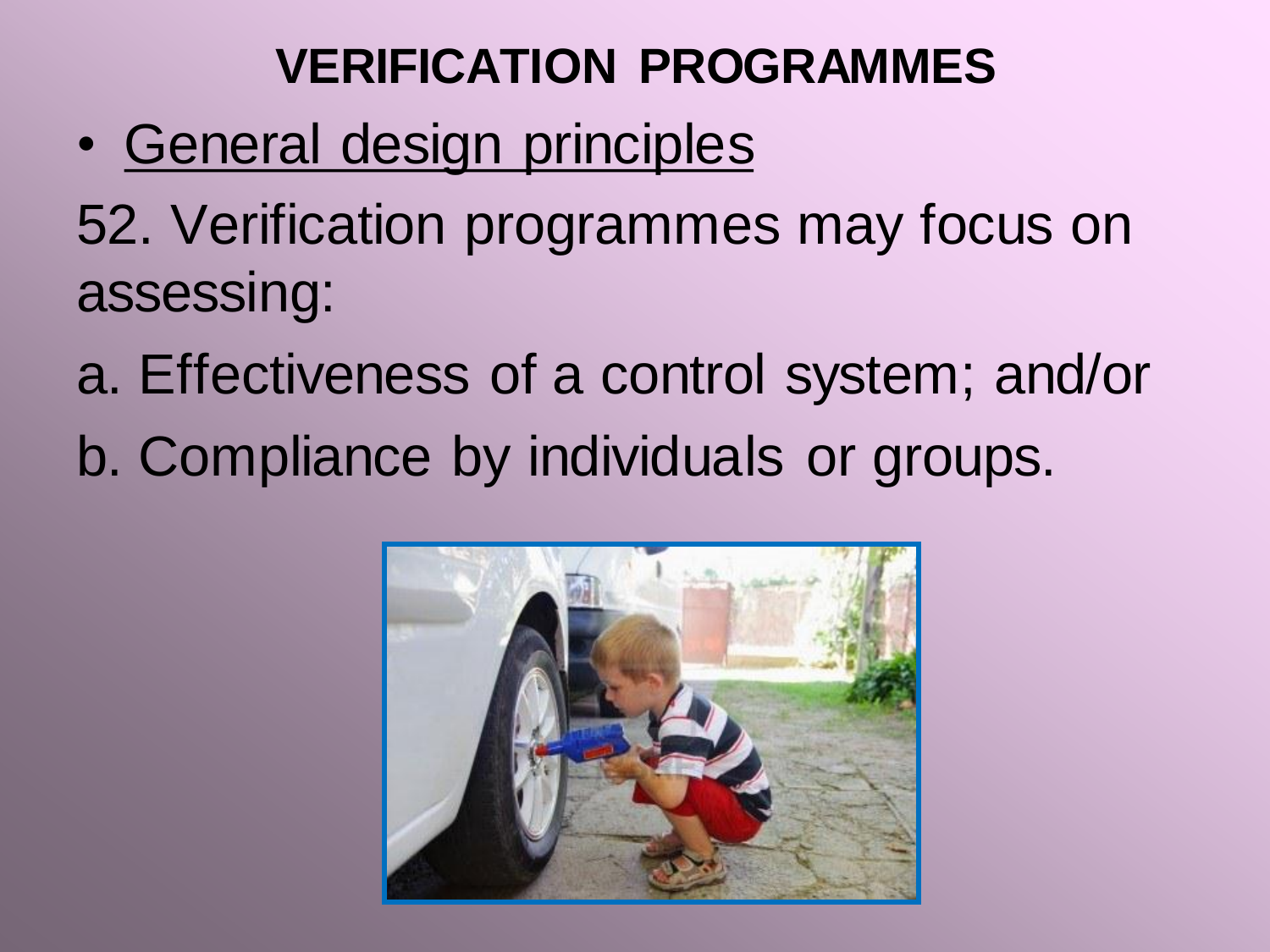# VERIFICATION PROGRAMMES

- General design principles

52. Verification programmes may focus on assessing:

a. Effectiveness of a control system; and/or

b. Compliance by individuals or groups.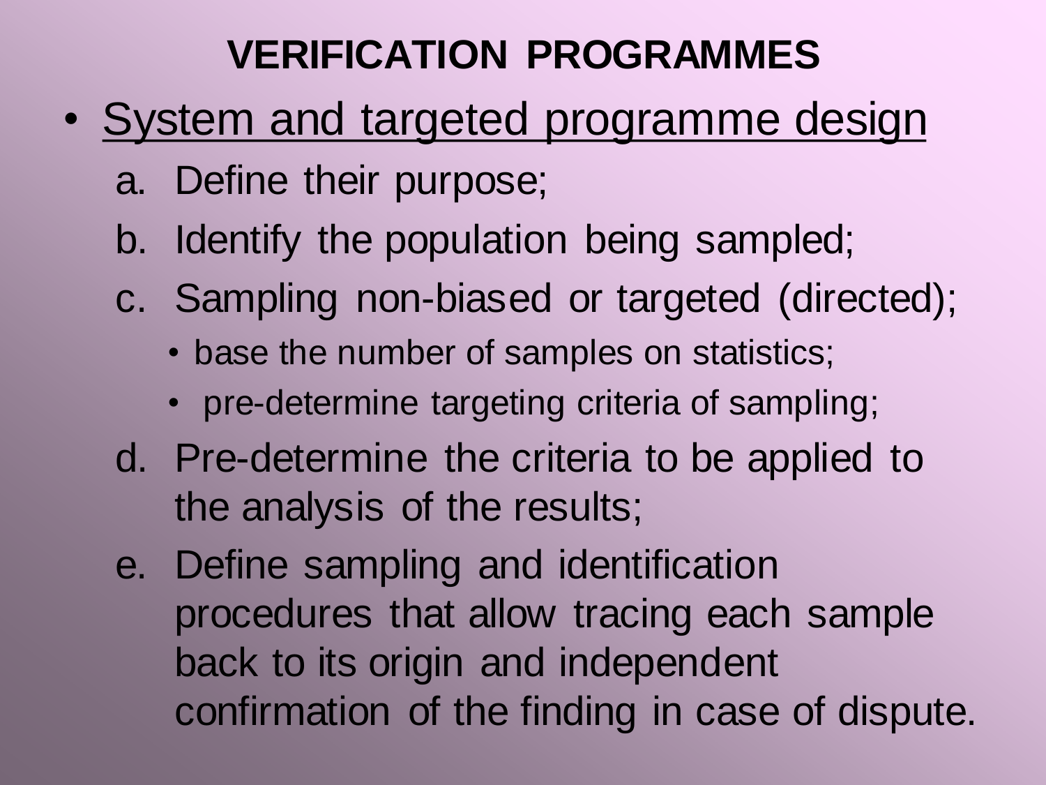# VERIFICATION PROGRAMMES

- System and targeted programme design
  a. Define their purpose;
  b. Identify the population being sampled;
  c. Sampling non-biased or targeted (directed);
     - base the number of samples on statistics;
     - pre-determine targeting criteria of sampling;
  d. Pre-determine the criteria to be applied to the analysis of the results;
  e. Define sampling and identification procedures that allow tracing each sample back to its origin and independent confirmation of the finding in case of dispute.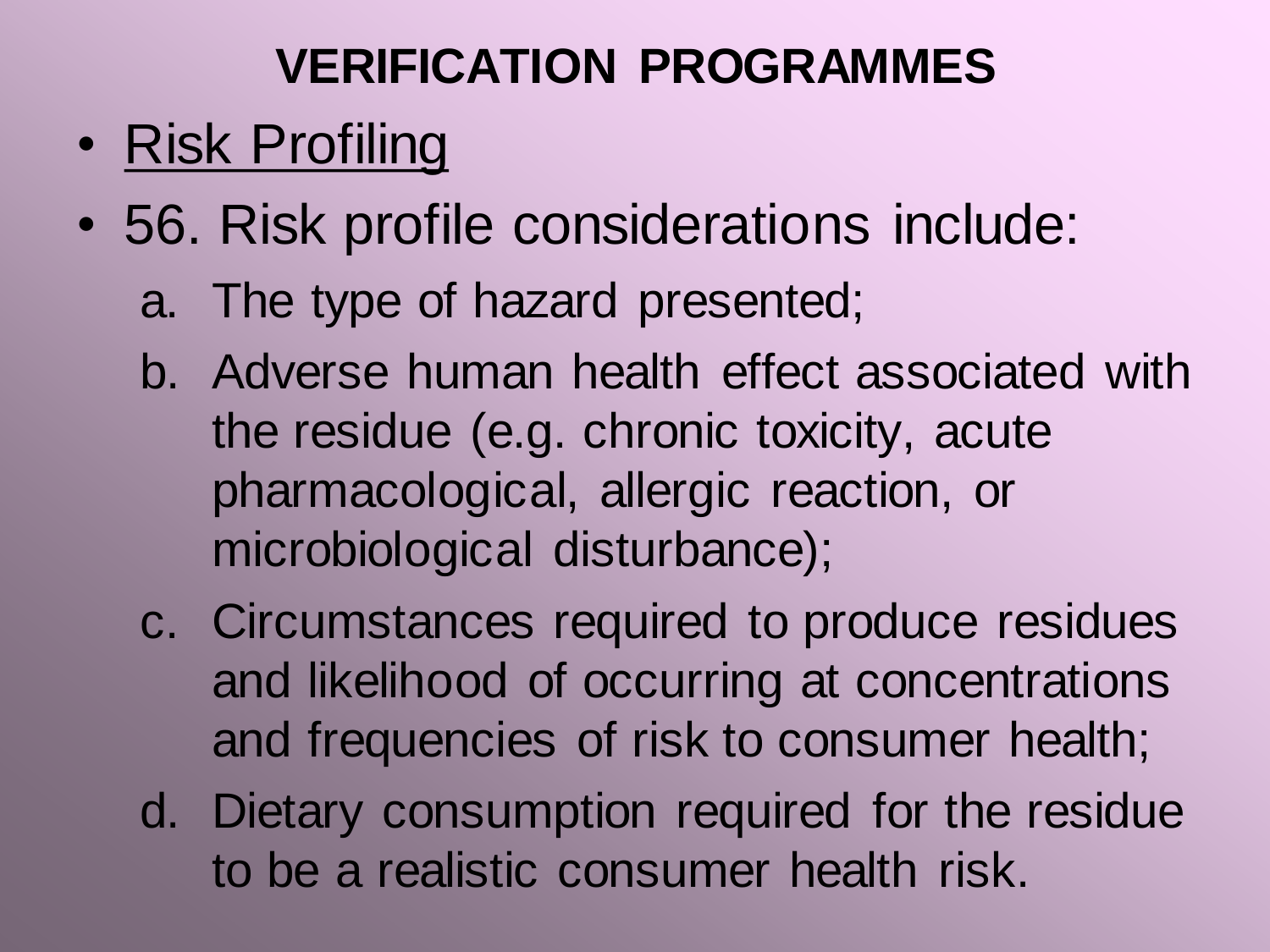# VERIFICATION PROGRAMMES

- <u>Risk Profiling</u>
- 56. Risk profile considerations include:
  a. The type of hazard presented;
  b. Adverse human health effect associated with the residue (e.g. chronic toxicity, acute pharmacological, allergic reaction, or microbiological disturbance);
  c. Circumstances required to produce residues and likelihood of occurring at concentrations and frequencies of risk to consumer health;
  d. Dietary consumption required for the residue to be a realistic consumer health risk.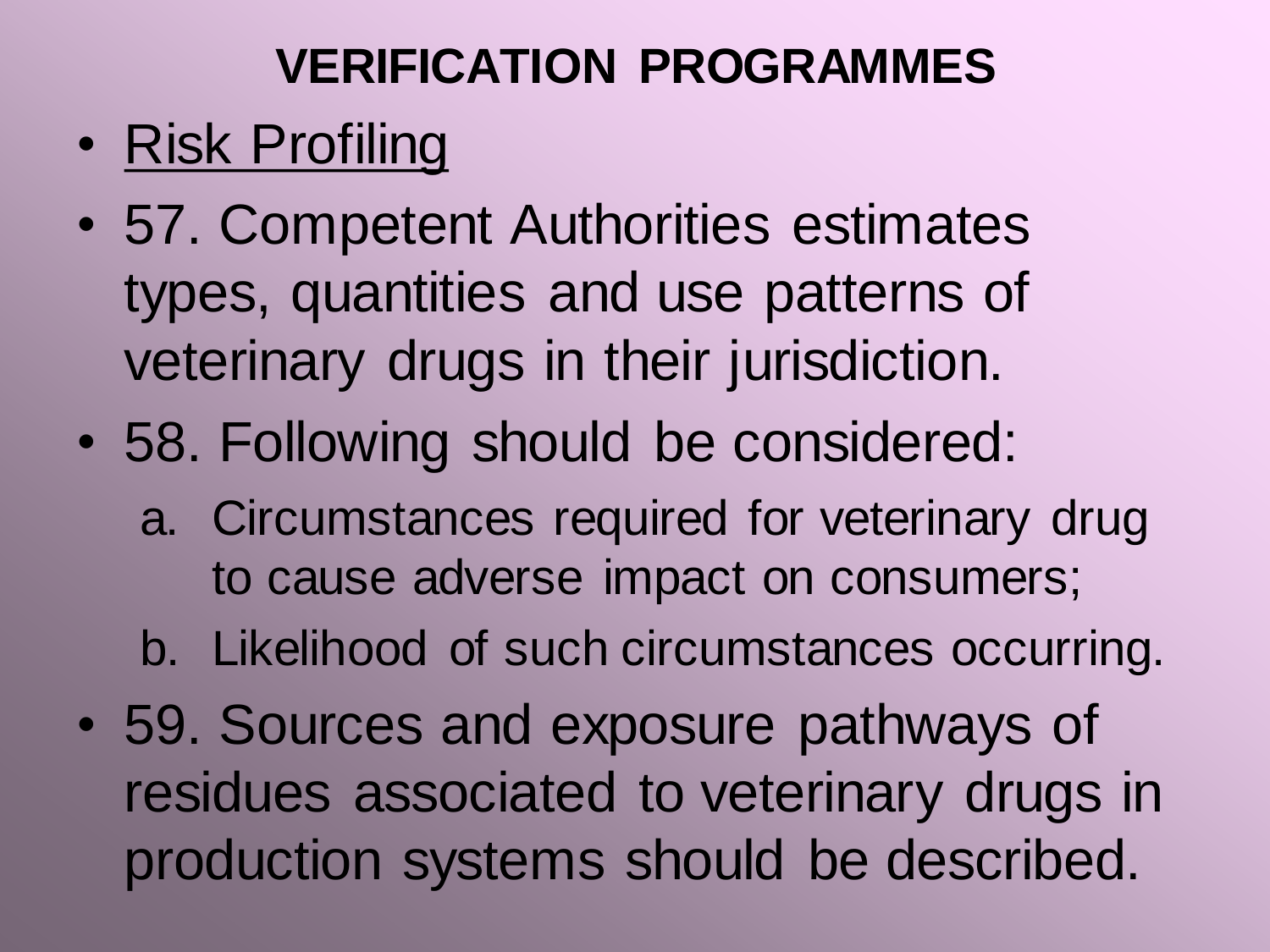# VERIFICATION PROGRAMMES

- Risk Profiling
- 57. Competent Authorities estimates types, quantities and use patterns of veterinary drugs in their jurisdiction.
- 58. Following should be considered:
  a. Circumstances required for veterinary drug to cause adverse impact on consumers;
  b. Likelihood of such circumstances occurring.
- 59. Sources and exposure pathways of residues associated to veterinary drugs in production systems should be described.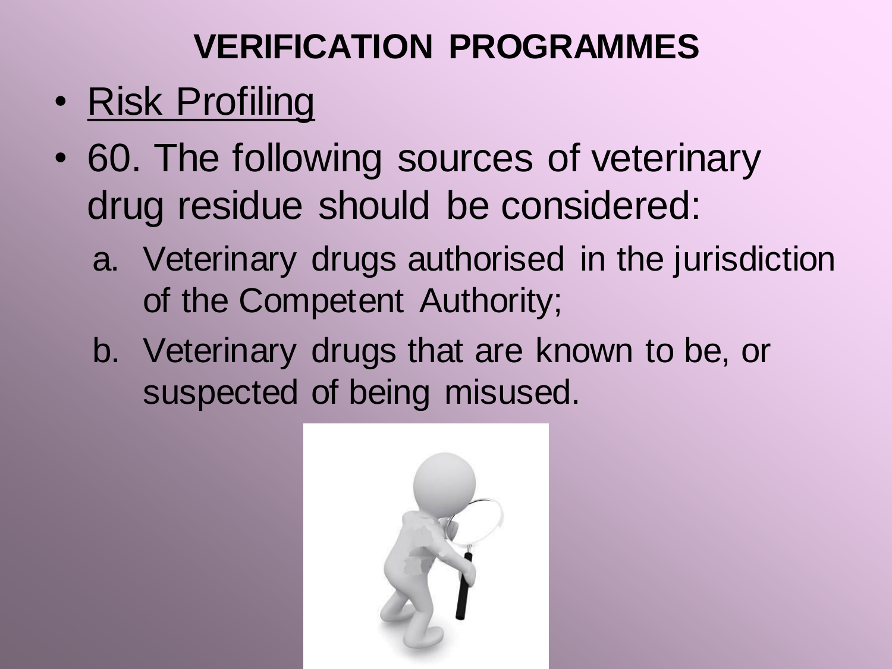# VERIFICATION PROGRAMMES

- Risk Profiling
- 60. The following sources of veterinary drug residue should be considered:
  a. Veterinary drugs authorised in the jurisdiction of the Competent Authority;
  b. Veterinary drugs that are known to be, or suspected of being misused.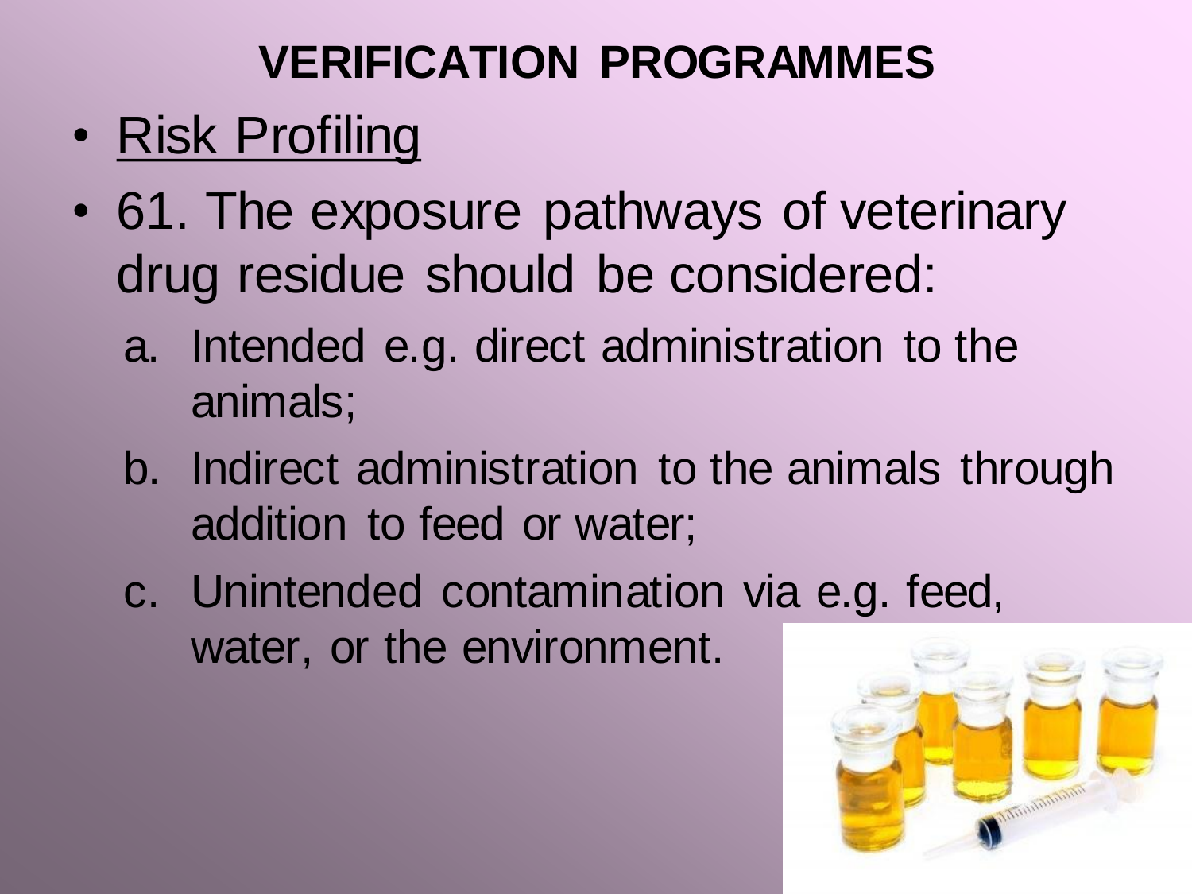# VERIFICATION PROGRAMMES

- Risk Profiling
- 61. The exposure pathways of veterinary drug residue should be considered:
  a. Intended e.g. direct administration to the animals;
  b. Indirect administration to the animals through addition to feed or water;
  c. Unintended contamination via e.g. feed, water, or the environment.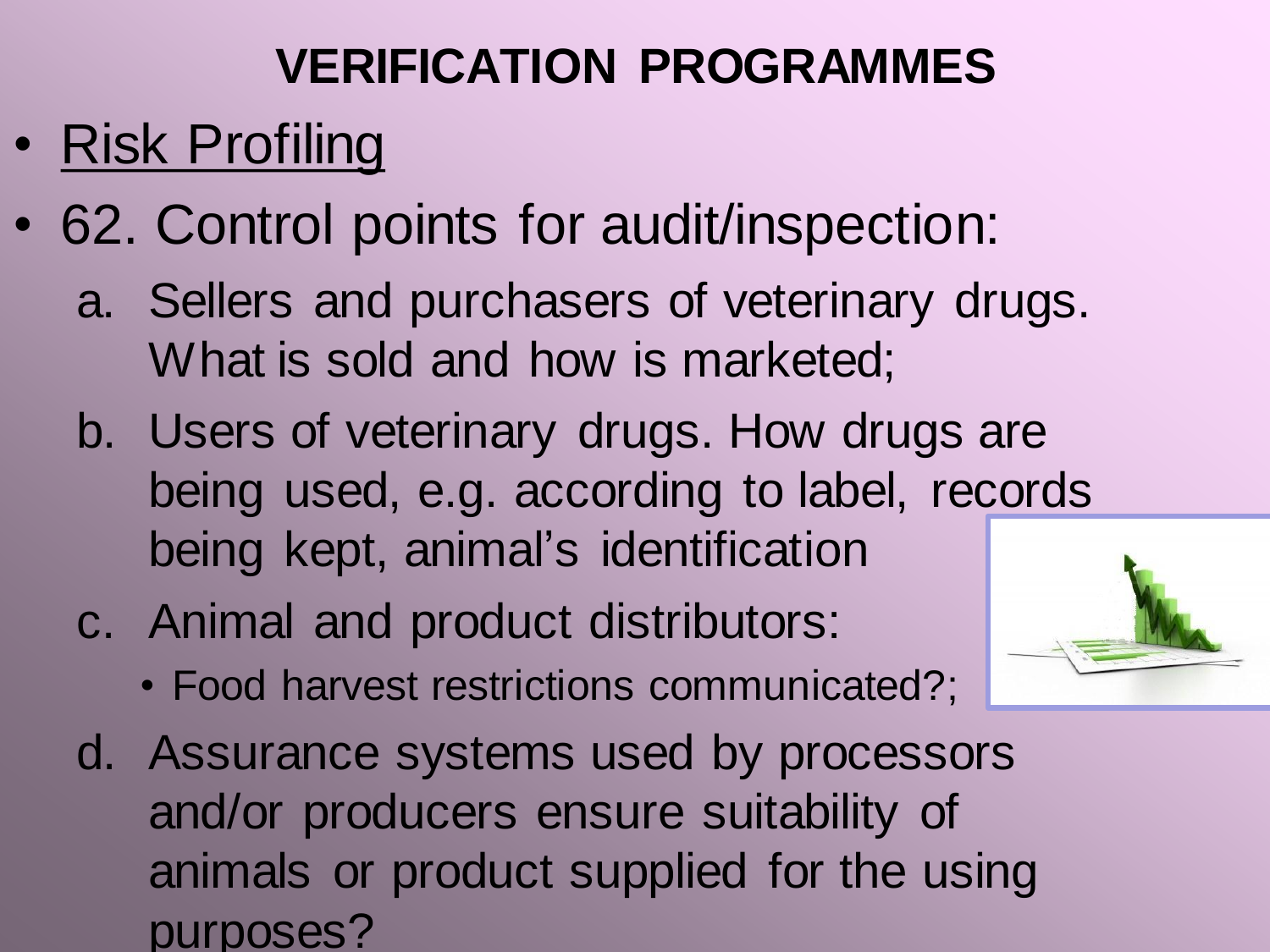# VERIFICATION PROGRAMMES

- Risk Profiling
- 62. Control points for audit/inspection:
  a. Sellers and purchasers of veterinary drugs. What is sold and how is marketed;
  b. Users of veterinary drugs. How drugs are being used, e.g. according to label, records being kept, animal's identification
  c. Animal and product distributors:
     - Food harvest restrictions communicated?;
  d. Assurance systems used by processors and/or producers ensure suitability of animals or product supplied for the using purposes?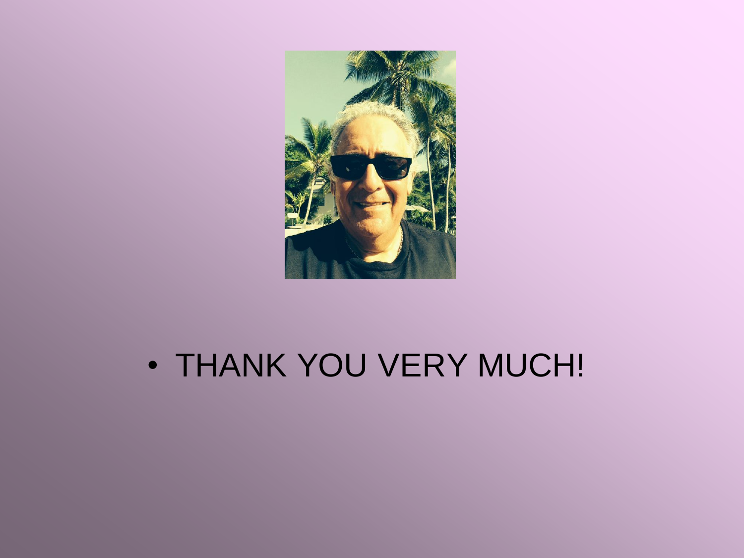- THANK YOU VERY MUCH!